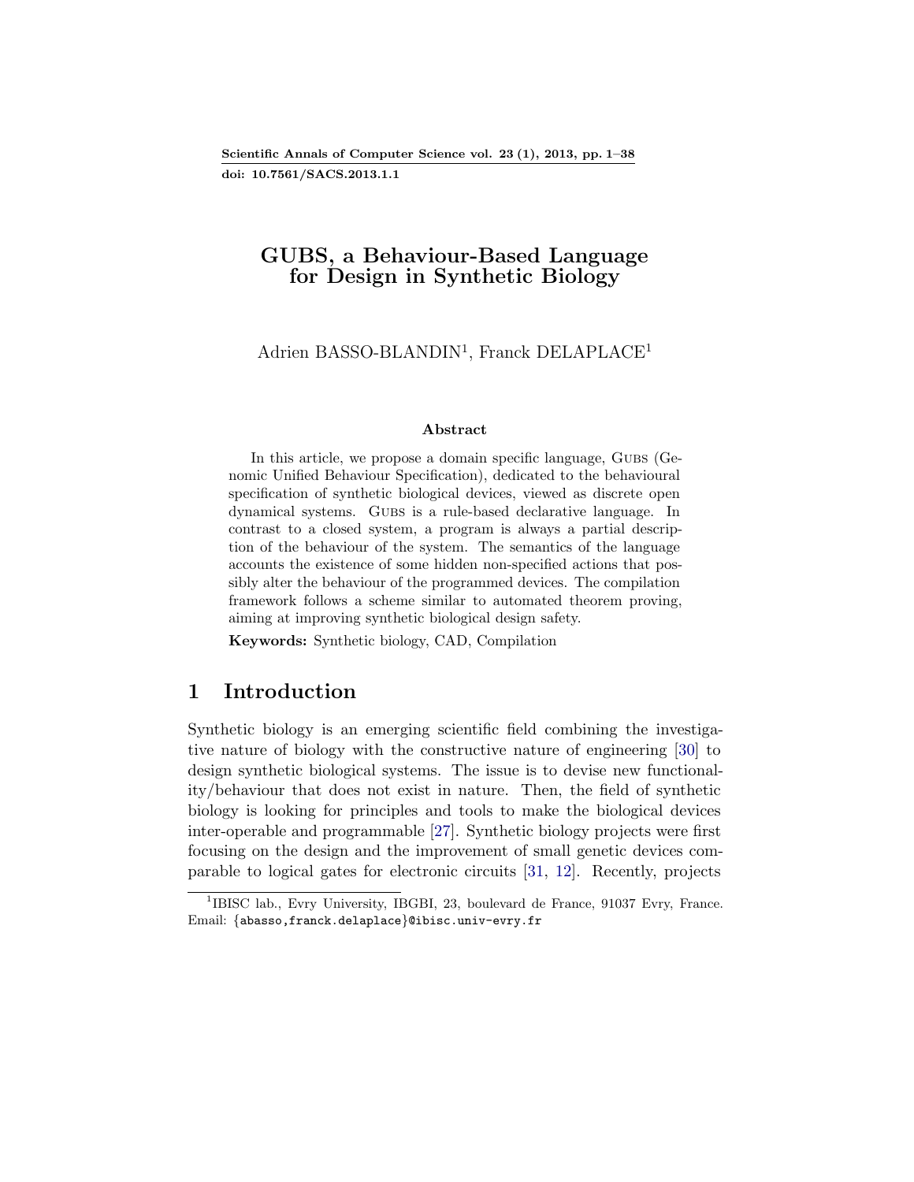# GUBS, a Behaviour-Based Language for Design in Synthetic Biology

Adrien BASSO-BLANDIN[1], Franck DELAPLACE[1]

### Abstract

In this article, we propose a domain specific language, GUBS (Genomic Unified Behaviour Specification), dedicated to the behavioural specification of synthetic biological devices, viewed as discrete open dynamical systems. GUBS is a rule-based declarative language. In contrast to a closed system, a program is always a partial description of the behaviour of the system. The semantics of the language accounts the existence of some hidden non-specified actions that possibly alter the behaviour of the programmed devices. The compilation framework follows a scheme similar to automated theorem proving, aiming at improving synthetic biological design safety.

**Keywords:** Synthetic biology, CAD, Compilation

## 1 Introduction

Synthetic biology is an emerging scientific field combining the investigative nature of biology with the constructive nature of engineering [30] to design synthetic biological systems. The issue is to devise new functionality/behaviour that does not exist in nature. Then, the field of synthetic biology is looking for principles and tools to make the biological devices inter-operable and programmable [27]. Synthetic biology projects were first focusing on the design and the improvement of small genetic devices comparable to logical gates for electronic circuits [31, 12]. Recently, projects

[1]IBISC lab., Evry University, IBGBI, 23, boulevard de France, 91037 Evry, France. Email: {abasso,franck.delaplace}@ibisc.univ-evry.fr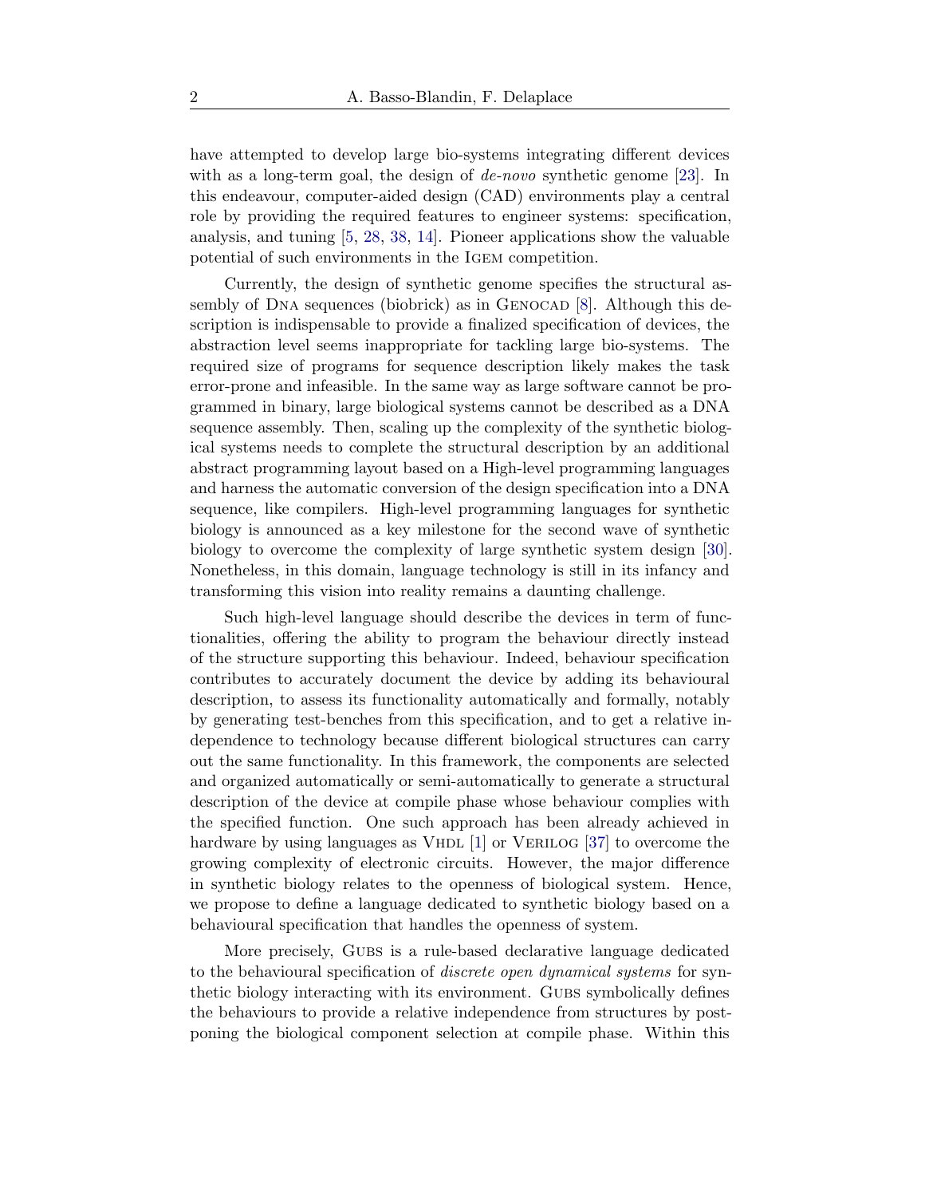have attempted to develop large bio-systems integrating different devices with as a long-term goal, the design of *de-novo* synthetic genome [23]. In this endeavour, computer-aided design (CAD) environments play a central role by providing the required features to engineer systems: specification, analysis, and tuning [5, 28, 38, 14]. Pioneer applications show the valuable potential of such environments in the IGEM competition.

Currently, the design of synthetic genome specifies the structural assembly of DNA sequences (biobrick) as in GENOCAD [8]. Although this description is indispensable to provide a finalized specification of devices, the abstraction level seems inappropriate for tackling large bio-systems. The required size of programs for sequence description likely makes the task error-prone and infeasible. In the same way as large software cannot be programmed in binary, large biological systems cannot be described as a DNA sequence assembly. Then, scaling up the complexity of the synthetic biological systems needs to complete the structural description by an additional abstract programming layout based on a High-level programming languages and harness the automatic conversion of the design specification into a DNA sequence, like compilers. High-level programming languages for synthetic biology is announced as a key milestone for the second wave of synthetic biology to overcome the complexity of large synthetic system design [30]. Nonetheless, in this domain, language technology is still in its infancy and transforming this vision into reality remains a daunting challenge.

Such high-level language should describe the devices in term of functionalities, offering the ability to program the behaviour directly instead of the structure supporting this behaviour. Indeed, behaviour specification contributes to accurately document the device by adding its behavioural description, to assess its functionality automatically and formally, notably by generating test-benches from this specification, and to get a relative independence to technology because different biological structures can carry out the same functionality. In this framework, the components are selected and organized automatically or semi-automatically to generate a structural description of the device at compile phase whose behaviour complies with the specified function. One such approach has been already achieved in hardware by using languages as VHDL [1] or VERILOG [37] to overcome the growing complexity of electronic circuits. However, the major difference in synthetic biology relates to the openness of biological system. Hence, we propose to define a language dedicated to synthetic biology based on a behavioural specification that handles the openness of system.

More precisely, GUBS is a rule-based declarative language dedicated to the behavioural specification of *discrete open dynamical systems* for synthetic biology interacting with its environment. GUBS symbolically defines the behaviours to provide a relative independence from structures by postponing the biological component selection at compile phase. Within this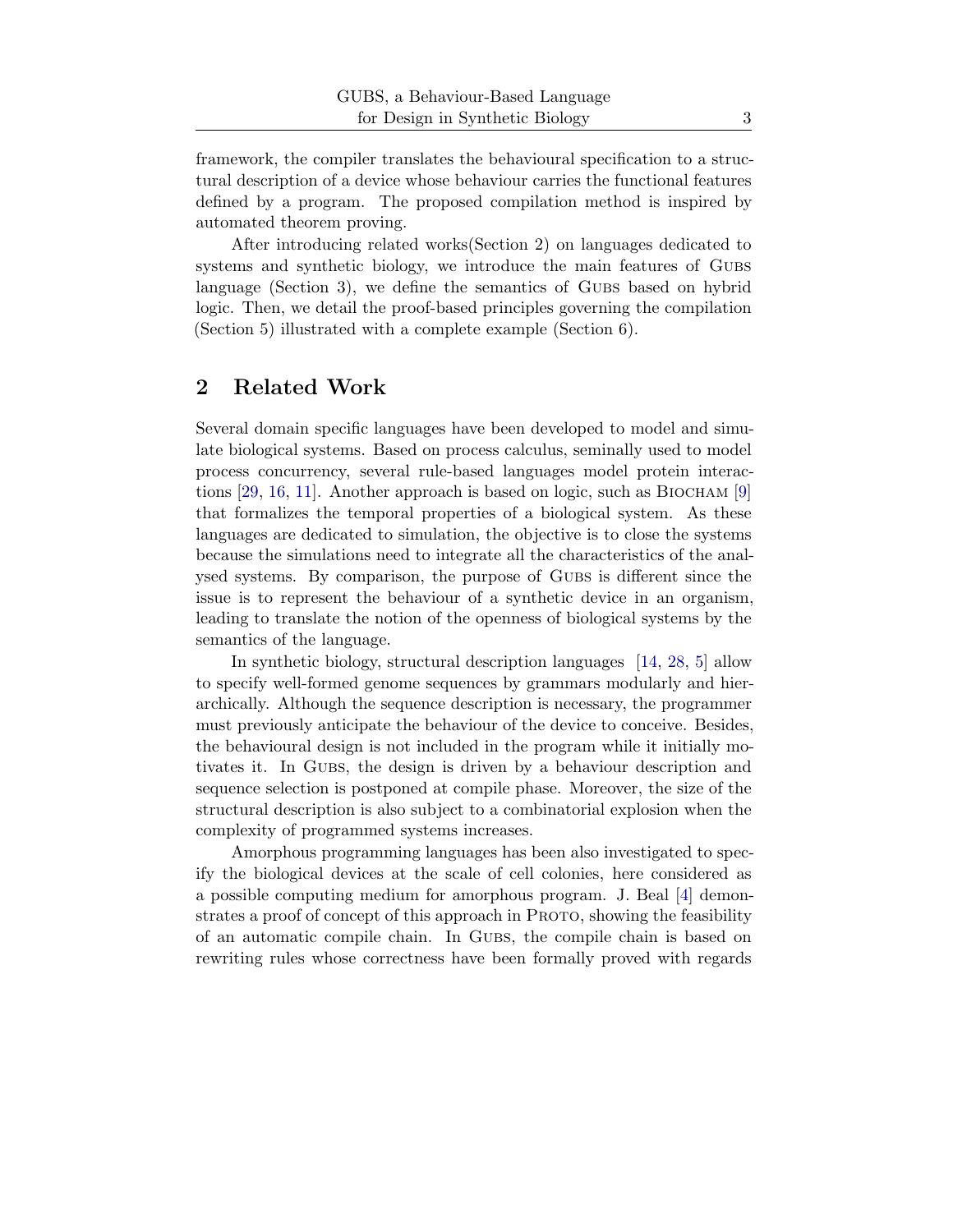framework, the compiler translates the behavioural specification to a structural description of a device whose behaviour carries the functional features defined by a program. The proposed compilation method is inspired by automated theorem proving.

After introducing related works(Section 2) on languages dedicated to systems and synthetic biology, we introduce the main features of Gubs language (Section 3), we define the semantics of Gubs based on hybrid logic. Then, we detail the proof-based principles governing the compilation (Section 5) illustrated with a complete example (Section 6).

## 2 Related Work

Several domain specific languages have been developed to model and simulate biological systems. Based on process calculus, seminally used to model process concurrency, several rule-based languages model protein interactions [29, 16, 11]. Another approach is based on logic, such as Biocham [9] that formalizes the temporal properties of a biological system. As these languages are dedicated to simulation, the objective is to close the systems because the simulations need to integrate all the characteristics of the analysed systems. By comparison, the purpose of Gubs is different since the issue is to represent the behaviour of a synthetic device in an organism, leading to translate the notion of the openness of biological systems by the semantics of the language.

In synthetic biology, structural description languages [14, 28, 5] allow to specify well-formed genome sequences by grammars modularly and hierarchically. Although the sequence description is necessary, the programmer must previously anticipate the behaviour of the device to conceive. Besides, the behavioural design is not included in the program while it initially motivates it. In Gubs, the design is driven by a behaviour description and sequence selection is postponed at compile phase. Moreover, the size of the structural description is also subject to a combinatorial explosion when the complexity of programmed systems increases.

Amorphous programming languages has been also investigated to specify the biological devices at the scale of cell colonies, here considered as a possible computing medium for amorphous program. J. Beal [4] demonstrates a proof of concept of this approach in Proto, showing the feasibility of an automatic compile chain. In Gubs, the compile chain is based on rewriting rules whose correctness have been formally proved with regards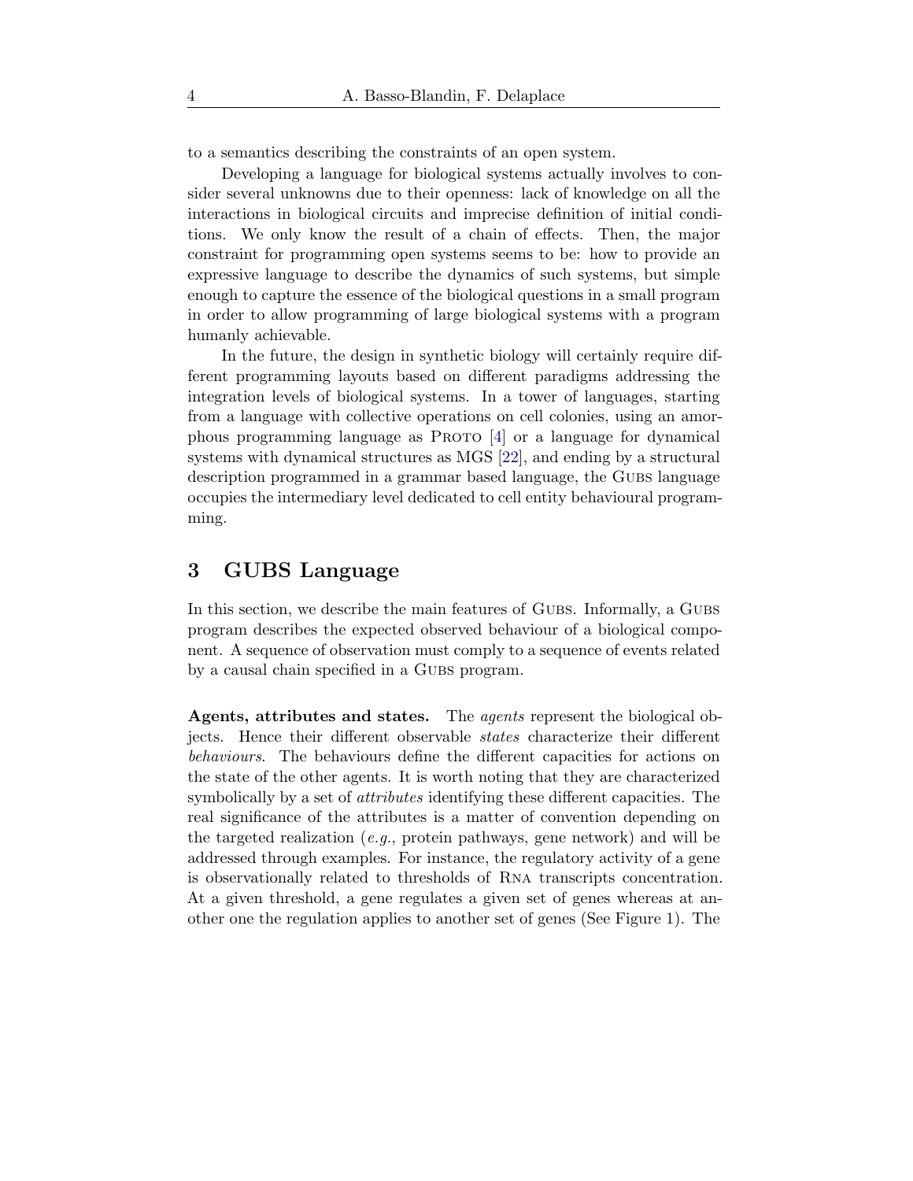to a semantics describing the constraints of an open system.

Developing a language for biological systems actually involves to consider several unknowns due to their openness: lack of knowledge on all the interactions in biological circuits and imprecise definition of initial conditions. We only know the result of a chain of effects. Then, the major constraint for programming open systems seems to be: how to provide an expressive language to describe the dynamics of such systems, but simple enough to capture the essence of the biological questions in a small program in order to allow programming of large biological systems with a program humanly achievable.

In the future, the design in synthetic biology will certainly require different programming layouts based on different paradigms addressing the integration levels of biological systems. In a tower of languages, starting from a language with collective operations on cell colonies, using an amorphous programming language as Proto [4] or a language for dynamical systems with dynamical structures as MGS [22], and ending by a structural description programmed in a grammar based language, the Gubs language occupies the intermediary level dedicated to cell entity behavioural programming.

## 3 GUBS Language

In this section, we describe the main features of Gubs. Informally, a Gubs program describes the expected observed behaviour of a biological component. A sequence of observation must comply to a sequence of events related by a causal chain specified in a Gubs program.

**Agents, attributes and states.** The *agents* represent the biological objects. Hence their different observable *states* characterize their different *behaviours*. The behaviours define the different capacities for actions on the state of the other agents. It is worth noting that they are characterized symbolically by a set of *attributes* identifying these different capacities. The real significance of the attributes is a matter of convention depending on the targeted realization (*e.g.*, protein pathways, gene network) and will be addressed through examples. For instance, the regulatory activity of a gene is observationally related to thresholds of Rna transcripts concentration. At a given threshold, a gene regulates a given set of genes whereas at another one the regulation applies to another set of genes (See Figure 1). The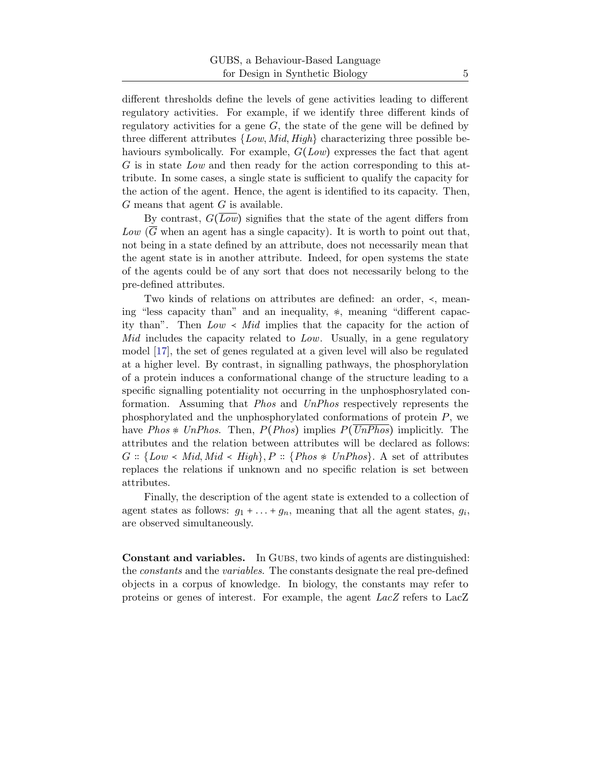different thresholds define the levels of gene activities leading to different regulatory activities. For example, if we identify three different kinds of regulatory activities for a gene $G$, the state of the gene will be defined by three different attributes $\{Low, Mid, High\}$ characterizing three possible behaviours symbolically. For example, $G(Low)$ expresses the fact that agent $G$ is in state *Low* and then ready for the action corresponding to this attribute. In some cases, a single state is sufficient to qualify the capacity for the action of the agent. Hence, the agent is identified to its capacity. Then, $G$ means that agent $G$ is available.

By contrast, $G(\overline{Low})$ signifies that the state of the agent differs from *Low* ($\overline{G}$ when an agent has a single capacity). It is worth to point out that, not being in a state defined by an attribute, does not necessarily mean that the agent state is in another attribute. Indeed, for open systems the state of the agents could be of any sort that does not necessarily belong to the pre-defined attributes.

Two kinds of relations on attributes are defined: an order, $\prec$, meaning "less capacity than" and an inequality, $\not\approx$, meaning "different capacity than". Then $Low \prec Mid$ implies that the capacity for the action of *Mid* includes the capacity related to *Low*. Usually, in a gene regulatory model [17], the set of genes regulated at a given level will also be regulated at a higher level. By contrast, in signalling pathways, the phosphorylation of a protein induces a conformational change of the structure leading to a specific signalling potentiality not occurring in the unphosphosrylated conformation. Assuming that *Phos* and *UnPhos* respectively represents the phosphorylated and the unphosphorylated conformations of protein $P$, we have $Phos \not\approx UnPhos$. Then, $P(Phos)$ implies $P(\overline{UnPhos})$ implicitly. The attributes and the relation between attributes will be declared as follows: $G :: \{Low \prec Mid, Mid \prec High\}, P :: \{Phos \not\approx UnPhos\}$. A set of attributes replaces the relations if unknown and no specific relation is set between attributes.

Finally, the description of the agent state is extended to a collection of agent states as follows: $g_1 + \ldots + g_n$, meaning that all the agent states, $g_i$, are observed simultaneously.

**Constant and variables.** In GUBS, two kinds of agents are distinguished: the *constants* and the *variables*. The constants designate the real pre-defined objects in a corpus of knowledge. In biology, the constants may refer to proteins or genes of interest. For example, the agent *LacZ* refers to LacZ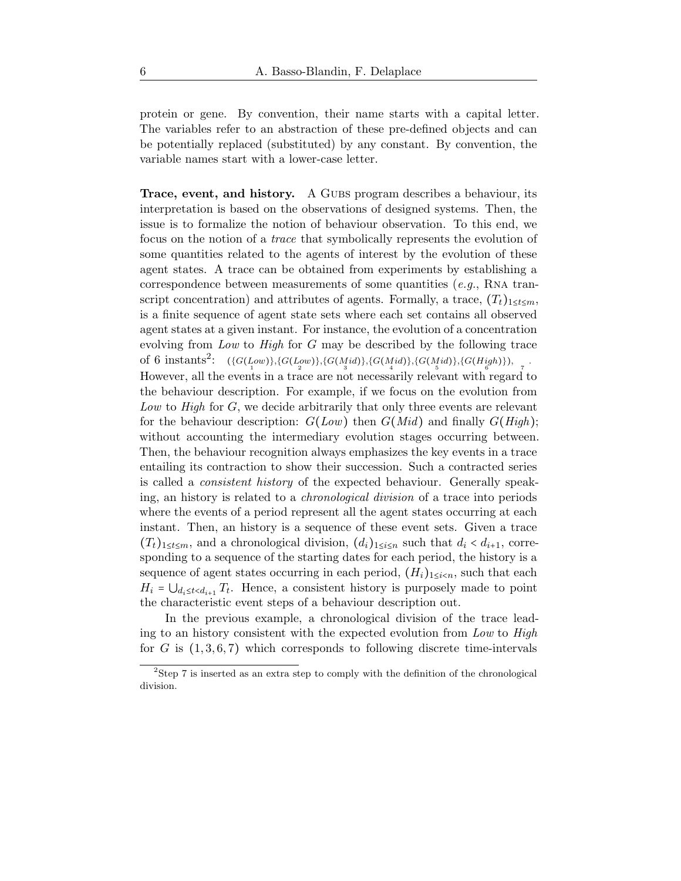protein or gene. By convention, their name starts with a capital letter. The variables refer to an abstraction of these pre-defined objects and can be potentially replaced (substituted) by any constant. By convention, the variable names start with a lower-case letter.

**Trace, event, and history.** A Gubs program describes a behaviour, its interpretation is based on the observations of designed systems. Then, the issue is to formalize the notion of behaviour observation. To this end, we focus on the notion of a *trace* that symbolically represents the evolution of some quantities related to the agents of interest by the evolution of these agent states. A trace can be obtained from experiments by establishing a correspondence between measurements of some quantities (*e.g.*, Rna transcript concentration) and attributes of agents. Formally, a trace, $(T_t)_{1 \leq t \leq m}$, is a finite sequence of agent state sets where each set contains all observed agent states at a given instant. For instance, the evolution of a concentration evolving from *Low* to *High* for $G$ may be described by the following trace of 6 instants[2]: $(\underset{1}{\{G(Low)\}}, \underset{2}{\{G(Low)\}}, \underset{3}{\{G(Mid)\}}, \underset{4}{\{G(Mid)\}}, \underset{5}{\{G(Mid)\}}, \underset{6}{\{G(High)\}}), \underset{7}{}$. However, all the events in a trace are not necessarily relevant with regard to the behaviour description. For example, if we focus on the evolution from *Low* to *High* for $G$, we decide arbitrarily that only three events are relevant for the behaviour description: $G(Low)$ then $G(Mid)$ and finally $G(High)$; without accounting the intermediary evolution stages occurring between. Then, the behaviour recognition always emphasizes the key events in a trace entailing its contraction to show their succession. Such a contracted series is called a *consistent history* of the expected behaviour. Generally speaking, an history is related to a *chronological division* of a trace into periods where the events of a period represent all the agent states occurring at each instant. Then, an history is a sequence of these event sets. Given a trace $(T_t)_{1 \leq t \leq m}$, and a chronological division, $(d_i)_{1 \leq i \leq n}$ such that $d_i < d_{i+1}$, corresponding to a sequence of the starting dates for each period, the history is a sequence of agent states occurring in each period, $(H_i)_{1 \leq i < n}$, such that each $H_i = \bigcup_{d_i \leq t < d_{i+1}} T_t$. Hence, a consistent history is purposely made to point the characteristic event steps of a behaviour description out.

In the previous example, a chronological division of the trace leading to an history consistent with the expected evolution from *Low* to *High* for $G$ is $(1, 3, 6, 7)$ which corresponds to following discrete time-intervals

[2] Step 7 is inserted as an extra step to comply with the definition of the chronological division.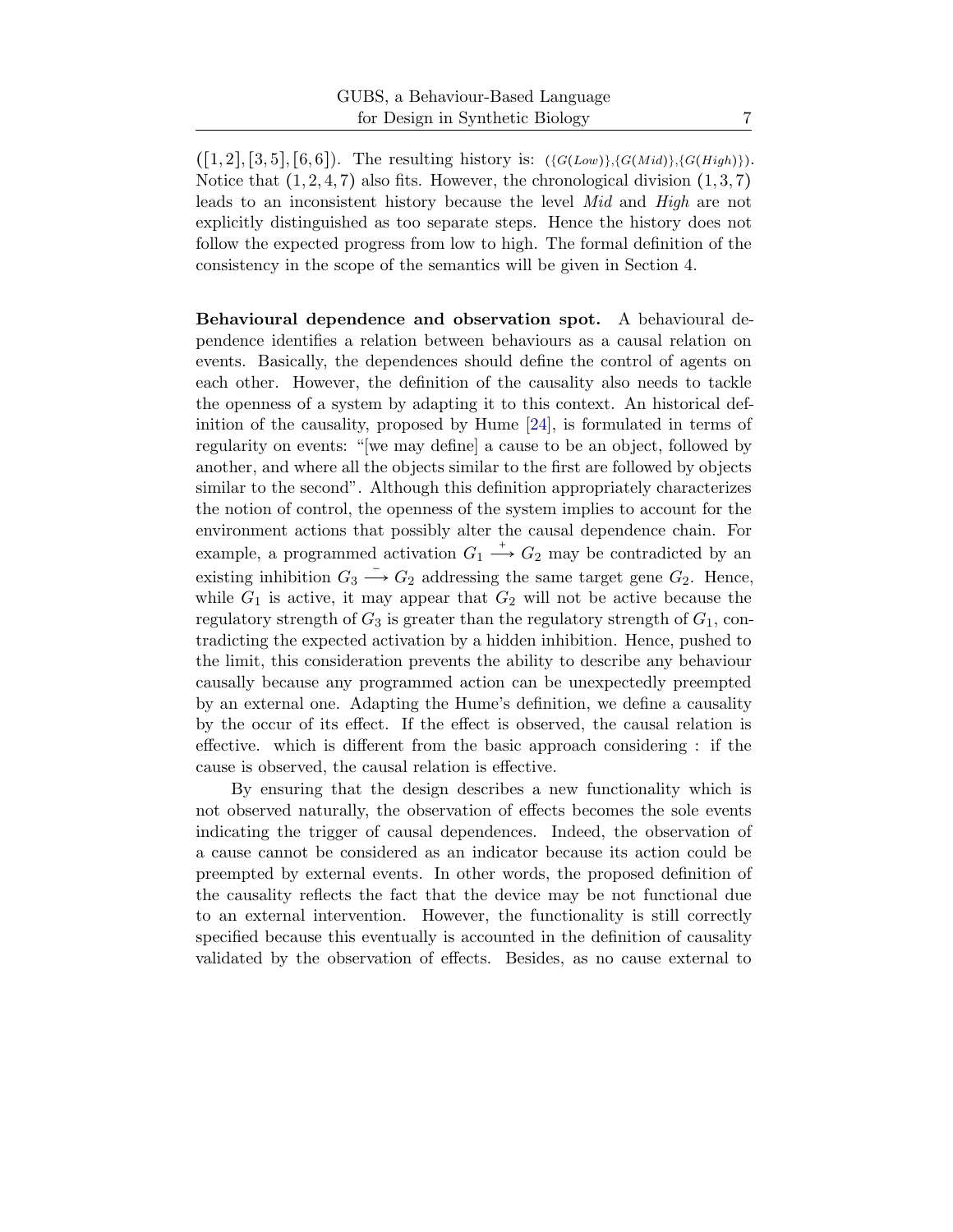$([1,2],[3,5],[6,6])$. The resulting history is: $(\{G(Low)\},\{G(Mid)\},\{G(High)\})$. Notice that $(1,2,4,7)$ also fits. However, the chronological division $(1,3,7)$ leads to an inconsistent history because the level *Mid* and *High* are not explicitly distinguished as too separate steps. Hence the history does not follow the expected progress from low to high. The formal definition of the consistency in the scope of the semantics will be given in Section 4.

**Behavioural dependence and observation spot.** A behavioural dependence identifies a relation between behaviours as a causal relation on events. Basically, the dependences should define the control of agents on each other. However, the definition of the causality also needs to tackle the openness of a system by adapting it to this context. An historical definition of the causality, proposed by Hume [24], is formulated in terms of regularity on events: "[we may define] a cause to be an object, followed by another, and where all the objects similar to the first are followed by objects similar to the second". Although this definition appropriately characterizes the notion of control, the openness of the system implies to account for the environment actions that possibly alter the causal dependence chain. For example, a programmed activation $G_1 \xrightarrow{+} G_2$ may be contradicted by an existing inhibition $G_3 \xrightarrow{-} G_2$ addressing the same target gene $G_2$. Hence, while $G_1$ is active, it may appear that $G_2$ will not be active because the regulatory strength of $G_3$ is greater than the regulatory strength of $G_1$, contradicting the expected activation by a hidden inhibition. Hence, pushed to the limit, this consideration prevents the ability to describe any behaviour causally because any programmed action can be unexpectedly preempted by an external one. Adapting the Hume's definition, we define a causality by the occur of its effect. If the effect is observed, the causal relation is effective. which is different from the basic approach considering : if the cause is observed, the causal relation is effective.

By ensuring that the design describes a new functionality which is not observed naturally, the observation of effects becomes the sole events indicating the trigger of causal dependences. Indeed, the observation of a cause cannot be considered as an indicator because its action could be preempted by external events. In other words, the proposed definition of the causality reflects the fact that the device may be not functional due to an external intervention. However, the functionality is still correctly specified because this eventually is accounted in the definition of causality validated by the observation of effects. Besides, as no cause external to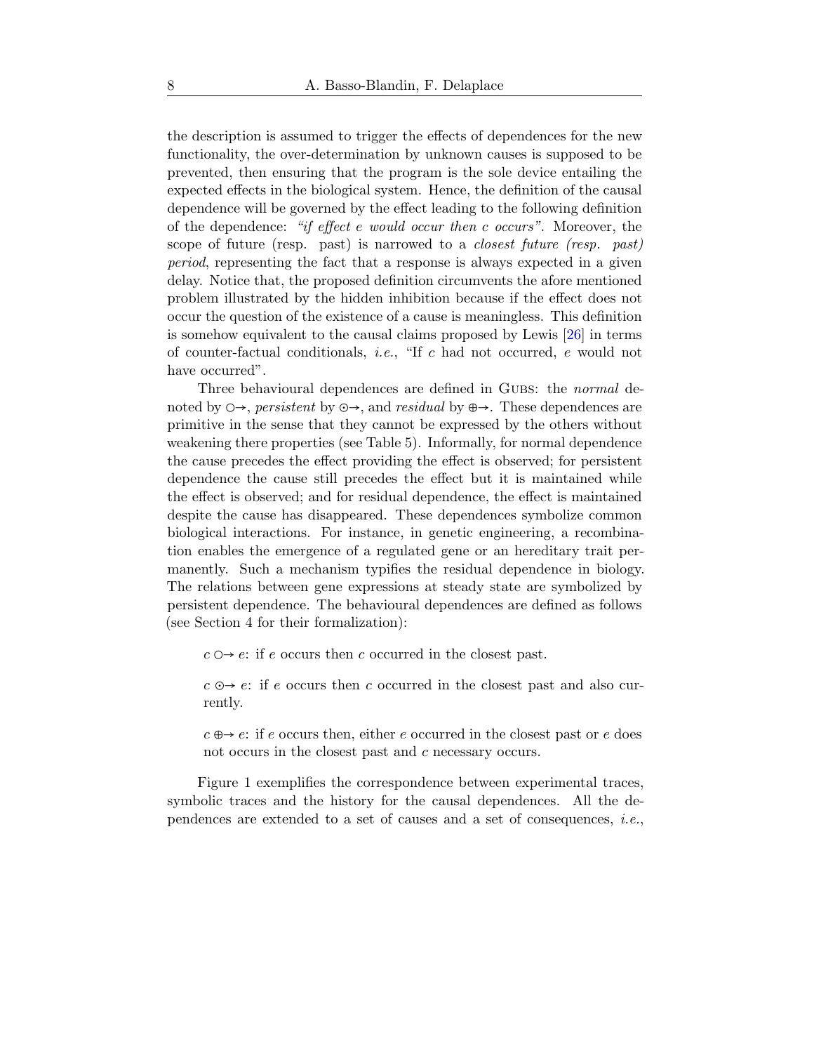the description is assumed to trigger the effects of dependences for the new functionality, the over-determination by unknown causes is supposed to be prevented, then ensuring that the program is the sole device entailing the expected effects in the biological system. Hence, the definition of the causal dependence will be governed by the effect leading to the following definition of the dependence: *"if effect e would occur then c occurs"*. Moreover, the scope of future (resp. past) is narrowed to a *closest future (resp. past) period*, representing the fact that a response is always expected in a given delay. Notice that, the proposed definition circumvents the afore mentioned problem illustrated by the hidden inhibition because if the effect does not occur the question of the existence of a cause is meaningless. This definition is somehow equivalent to the causal claims proposed by Lewis [26] in terms of counter-factual conditionals, *i.e.*, "If $c$ had not occurred, $e$ would not have occurred".

Three behavioural dependences are defined in GUBS: the *normal* denoted by $\bigcirc\!\!\rightarrow$, *persistent* by $\odot\!\!\rightarrow$, and *residual* by $\oplus\!\!\rightarrow$. These dependences are primitive in the sense that they cannot be expressed by the others without weakening there properties (see Table 5). Informally, for normal dependence the cause precedes the effect providing the effect is observed; for persistent dependence the cause still precedes the effect but it is maintained while the effect is observed; and for residual dependence, the effect is maintained despite the cause has disappeared. These dependences symbolize common biological interactions. For instance, in genetic engineering, a recombination enables the emergence of a regulated gene or an hereditary trait permanently. Such a mechanism typifies the residual dependence in biology. The relations between gene expressions at steady state are symbolized by persistent dependence. The behavioural dependences are defined as follows (see Section 4 for their formalization):

$c \bigcirc\!\!\rightarrow e$: if $e$ occurs then $c$ occurred in the closest past.

$c \odot\!\!\rightarrow e$: if $e$ occurs then $c$ occurred in the closest past and also currently.

$c \oplus\!\!\rightarrow e$: if $e$ occurs then, either $e$ occurred in the closest past or $e$ does not occurs in the closest past and $c$ necessary occurs.

Figure 1 exemplifies the correspondence between experimental traces, symbolic traces and the history for the causal dependences. All the dependences are extended to a set of causes and a set of consequences, *i.e.*,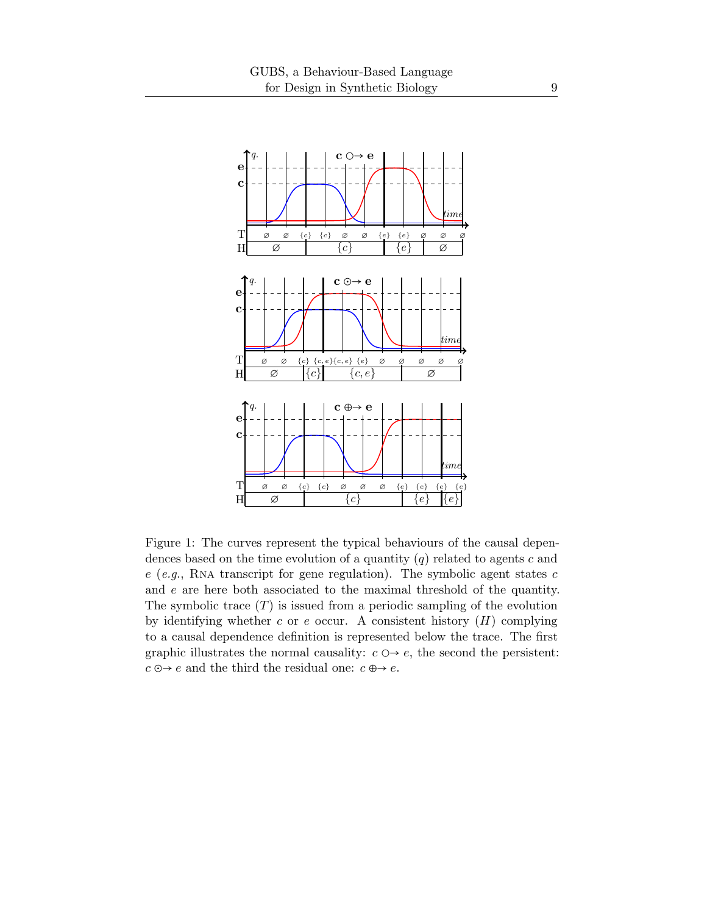Figure 1: The curves represent the typical behaviours of the causal dependences based on the time evolution of a quantity ($q$) related to agents $c$ and $e$ (*e.g.*, RNA transcript for gene regulation). The symbolic agent states $c$ and $e$ are here both associated to the maximal threshold of the quantity. The symbolic trace ($T$) is issued from a periodic sampling of the evolution by identifying whether $c$ or $e$ occur. A consistent history ($H$) complying to a causal dependence definition is represented below the trace. The first graphic illustrates the normal causality: $c \bigcirc\!\!\rightarrow e$, the second the persistent: $c \odot\!\!\rightarrow e$ and the third the residual one: $c \oplus\!\!\rightarrow e$.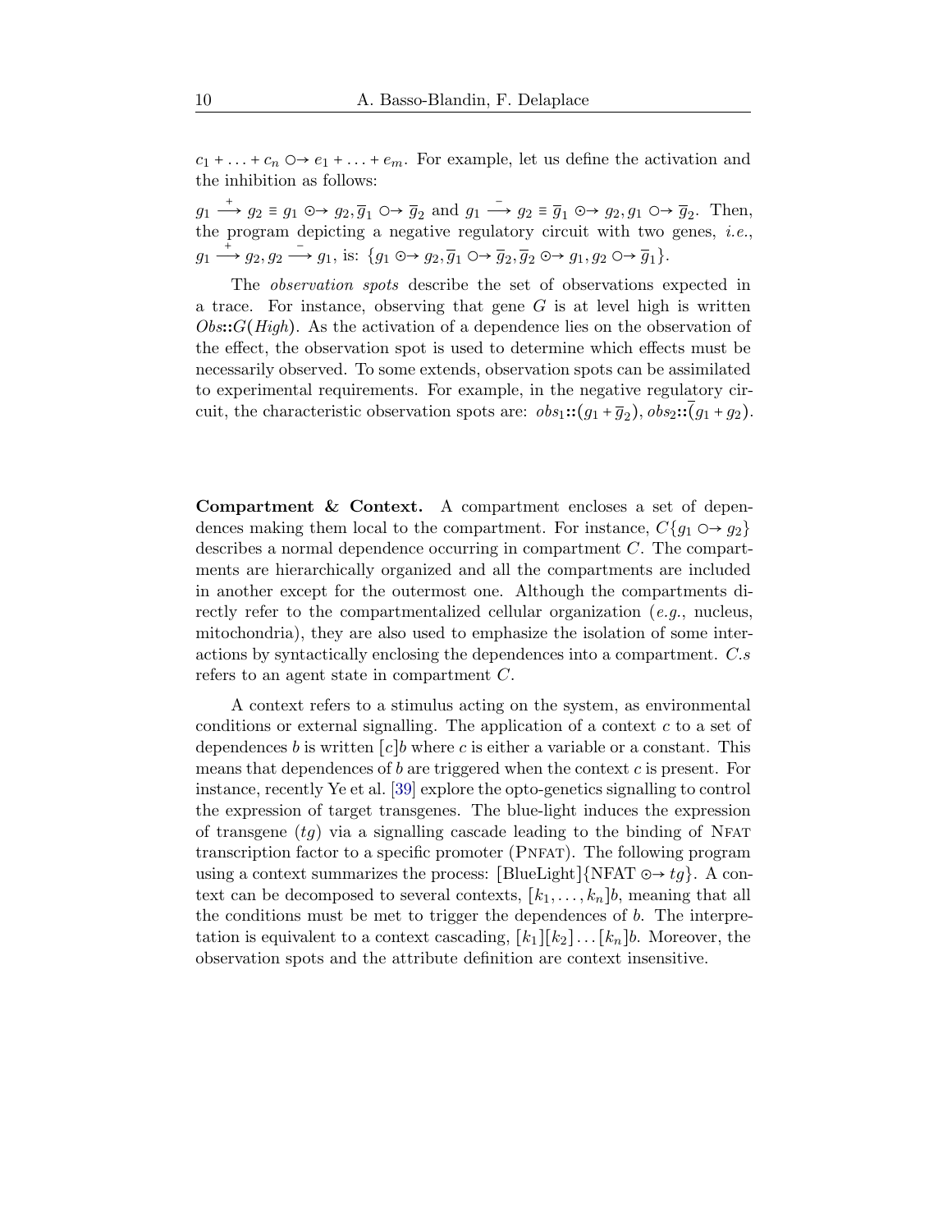$c_1 + \ldots + c_n \circ\!\!\rightarrow e_1 + \ldots + e_m$. For example, let us define the activation and the inhibition as follows:

$g_1 \xrightarrow{+} g_2 \equiv g_1 \odot\!\!\rightarrow g_2, \overline{g}_1 \circ\!\!\rightarrow \overline{g}_2$ and $g_1 \xrightarrow{-} g_2 \equiv \overline{g}_1 \odot\!\!\rightarrow g_2, g_1 \circ\!\!\rightarrow \overline{g}_2$. Then, the program depicting a negative regulatory circuit with two genes, *i.e.*, $g_1 \xrightarrow{+} g_2, g_2 \xrightarrow{-} g_1$, is: $\{g_1 \odot\!\!\rightarrow g_2, \overline{g}_1 \circ\!\!\rightarrow \overline{g}_2, \overline{g}_2 \odot\!\!\rightarrow g_1, g_2 \circ\!\!\rightarrow \overline{g}_1\}$.

The *observation spots* describe the set of observations expected in a trace. For instance, observing that gene $G$ is at level high is written $Obs{::}G(High)$. As the activation of a dependence lies on the observation of the effect, the observation spot is used to determine which effects must be necessarily observed. To some extends, observation spots can be assimilated to experimental requirements. For example, in the negative regulatory circuit, the characteristic observation spots are: $obs_1{::}(g_1 + \overline{g}_2), obs_2{::}\overline{(}g_1 + g_2)$.

**Compartment & Context.** A compartment encloses a set of dependences making them local to the compartment. For instance, $C\{g_1 \circ\!\!\rightarrow g_2\}$ describes a normal dependence occurring in compartment $C$. The compartments are hierarchically organized and all the compartments are included in another except for the outermost one. Although the compartments directly refer to the compartmentalized cellular organization (*e.g.*, nucleus, mitochondria), they are also used to emphasize the isolation of some interactions by syntactically enclosing the dependences into a compartment. $C.s$ refers to an agent state in compartment $C$.

A context refers to a stimulus acting on the system, as environmental conditions or external signalling. The application of a context $c$ to a set of dependences $b$ is written $[c]b$ where $c$ is either a variable or a constant. This means that dependences of $b$ are triggered when the context $c$ is present. For instance, recently Ye et al. [39] explore the opto-genetics signalling to control the expression of target transgenes. The blue-light induces the expression of transgene ($tg$) via a signalling cascade leading to the binding of NFAT transcription factor to a specific promoter (PNFAT). The following program using a context summarizes the process: $[\text{BlueLight}]\{\text{NFAT} \odot\!\!\rightarrow tg\}$. A context can be decomposed to several contexts, $[k_1, \ldots, k_n]b$, meaning that all the conditions must be met to trigger the dependences of $b$. The interpretation is equivalent to a context cascading, $[k_1][k_2]\ldots[k_n]b$. Moreover, the observation spots and the attribute definition are context insensitive.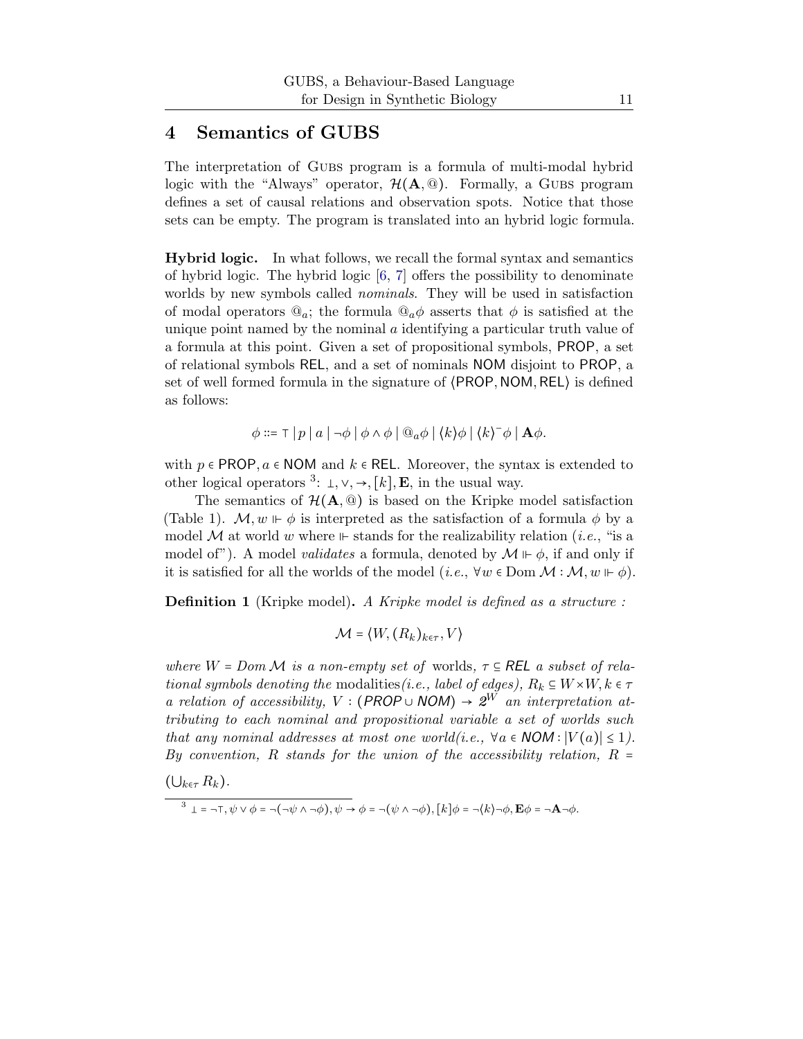## 4 Semantics of GUBS

The interpretation of GUBS program is a formula of multi-modal hybrid logic with the "Always" operator, $\mathcal{H}(\mathbf{A}, @)$. Formally, a GUBS program defines a set of causal relations and observation spots. Notice that those sets can be empty. The program is translated into an hybrid logic formula.

**Hybrid logic.** In what follows, we recall the formal syntax and semantics of hybrid logic. The hybrid logic [6, 7] offers the possibility to denominate worlds by new symbols called *nominals*. They will be used in satisfaction of modal operators $@_a$; the formula $@_a\phi$ asserts that $\phi$ is satisfied at the unique point named by the nominal $a$ identifying a particular truth value of a formula at this point. Given a set of propositional symbols, $\mathsf{PROP}$, a set of relational symbols $\mathsf{REL}$, and a set of nominals $\mathsf{NOM}$ disjoint to $\mathsf{PROP}$, a set of well formed formula in the signature of $\langle \mathsf{PROP}, \mathsf{NOM}, \mathsf{REL} \rangle$ is defined as follows:

$$\phi ::= \top \mid p \mid a \mid \neg\phi \mid \phi \wedge \phi \mid @_a\phi \mid \langle k \rangle\phi \mid \langle k \rangle^{-}\phi \mid \mathbf{A}\phi.$$

with $p \in \mathsf{PROP}, a \in \mathsf{NOM}$ and $k \in \mathsf{REL}$. Moreover, the syntax is extended to other logical operators [3]: $\bot, \vee, \rightarrow, [k], \mathbf{E}$, in the usual way.

The semantics of $\mathcal{H}(\mathbf{A}, @)$ is based on the Kripke model satisfaction (Table 1). $\mathcal{M}, w \Vdash \phi$ is interpreted as the satisfaction of a formula $\phi$ by a model $\mathcal{M}$ at world $w$ where $\Vdash$ stands for the realizability relation (*i.e.*, "is a model of"). A model *validates* a formula, denoted by $\mathcal{M} \Vdash \phi$, if and only if it is satisfied for all the worlds of the model (*i.e.*, $\forall w \in \mathrm{Dom}\,\mathcal{M} : \mathcal{M}, w \Vdash \phi$).

**Definition 1** (Kripke model)**.** *A Kripke model is defined as a structure :*

$$\mathcal{M} = \langle W, (R_k)_{k \in \tau}, V \rangle$$

*where $W = Dom\,\mathcal{M}$ is a non-empty set of* worlds*, $\tau \subseteq \mathsf{REL}$ a subset of relational symbols denoting the* modalities*(i.e., label of edges), $R_k \subseteq W \times W, k \in \tau$ a relation of accessibility, $V : (\mathsf{PROP} \cup \mathsf{NOM}) \rightarrow 2^W$ an interpretation attributing to each nominal and propositional variable a set of worlds such that any nominal addresses at most one world(i.e., $\forall a \in \mathsf{NOM} : |V(a)| \leq 1$). By convention, $R$ stands for the union of the accessibility relation, $R = (\bigcup_{k \in \tau} R_k)$.*

[3] $\bot = \neg\top, \psi \vee \phi = \neg(\neg\psi \wedge \neg\phi), \psi \rightarrow \phi = \neg(\psi \wedge \neg\phi), [k]\phi = \neg\langle k \rangle\neg\phi, \mathbf{E}\phi = \neg\mathbf{A}\neg\phi.$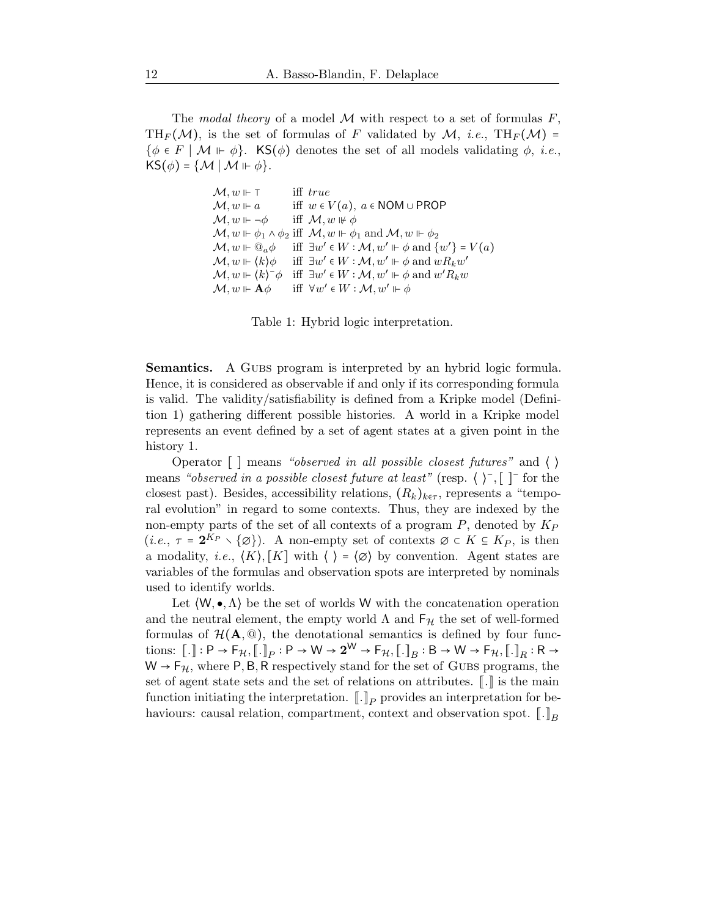The *modal theory* of a model $\mathcal{M}$ with respect to a set of formulas $F$, $\mathrm{TH}_F(\mathcal{M})$, is the set of formulas of $F$ validated by $\mathcal{M}$, *i.e.*, $\mathrm{TH}_F(\mathcal{M}) = \{\phi \in F \mid \mathcal{M} \Vdash \phi\}$. $\mathsf{KS}(\phi)$ denotes the set of all models validating $\phi$, *i.e.*, $\mathsf{KS}(\phi) = \{\mathcal{M} \mid \mathcal{M} \Vdash \phi\}$.

$$
\begin{array}{ll}
\mathcal{M}, w \Vdash \top & \text{iff } \textit{true} \\
\mathcal{M}, w \Vdash a & \text{iff } w \in V(a),\ a \in \mathsf{NOM} \cup \mathsf{PROP} \\
\mathcal{M}, w \Vdash \neg\phi & \text{iff } \mathcal{M}, w \nVdash \phi \\
\mathcal{M}, w \Vdash \phi_1 \wedge \phi_2 & \text{iff } \mathcal{M}, w \Vdash \phi_1 \text{ and } \mathcal{M}, w \Vdash \phi_2 \\
\mathcal{M}, w \Vdash @_a\phi & \text{iff } \exists w' \in W : \mathcal{M}, w' \Vdash \phi \text{ and } \{w'\} = V(a) \\
\mathcal{M}, w \Vdash \langle k\rangle\phi & \text{iff } \exists w' \in W : \mathcal{M}, w' \Vdash \phi \text{ and } wR_kw' \\
\mathcal{M}, w \Vdash \langle k\rangle^{-}\phi & \text{iff } \exists w' \in W : \mathcal{M}, w' \Vdash \phi \text{ and } w'R_kw \\
\mathcal{M}, w \Vdash \mathbf{A}\phi & \text{iff } \forall w' \in W : \mathcal{M}, w' \Vdash \phi
\end{array}
$$

Table 1: Hybrid logic interpretation.

**Semantics.** A Gubs program is interpreted by an hybrid logic formula. Hence, it is considered as observable if and only if its corresponding formula is valid. The validity/satisfiability is defined from a Kripke model (Definition 1) gathering different possible histories. A world in a Kripke model represents an event defined by a set of agent states at a given point in the history 1.

Operator $[\ ]$ means *"observed in all possible closest futures"* and $\langle\ \rangle$ means *"observed in a possible closest future at least"* (resp. $\langle\ \rangle^{-}, [\ ]^{-}$ for the closest past). Besides, accessibility relations, $(R_k)_{k\in\tau}$, represents a "temporal evolution" in regard to some contexts. Thus, they are indexed by the non-empty parts of the set of all contexts of a program $P$, denoted by $K_P$ (*i.e.*, $\tau = \mathbf{2}^{K_P} \smallsetminus \{\varnothing\}$). A non-empty set of contexts $\varnothing \subset K \subseteq K_P$, is then a modality, *i.e.*, $\langle K\rangle, [K]$ with $\langle\ \rangle = \langle\varnothing\rangle$ by convention. Agent states are variables of the formulas and observation spots are interpreted by nominals used to identify worlds.

Let $\langle \mathsf{W}, \bullet, \Lambda\rangle$ be the set of worlds $\mathsf{W}$ with the concatenation operation and the neutral element, the empty world $\Lambda$ and $\mathsf{F}_{\mathcal{H}}$ the set of well-formed formulas of $\mathcal{H}(\mathbf{A}, @)$, the denotational semantics is defined by four functions: $[\![.]\!] : \mathsf{P} \to \mathsf{F}_{\mathcal{H}}, [\![.]\!]_P : \mathsf{P} \to \mathsf{W} \to \mathbf{2}^{\mathsf{W}} \to \mathsf{F}_{\mathcal{H}}, [\![.]\!]_B : \mathsf{B} \to \mathsf{W} \to \mathsf{F}_{\mathcal{H}}, [\![.]\!]_R : \mathsf{R} \to \mathsf{W} \to \mathsf{F}_{\mathcal{H}}$, where $\mathsf{P}, \mathsf{B}, \mathsf{R}$ respectively stand for the set of Gubs programs, the set of agent state sets and the set of relations on attributes. $[\![.]\!]$ is the main function initiating the interpretation. $[\![.]\!]_P$ provides an interpretation for behaviours: causal relation, compartment, context and observation spot. $[\![.]\!]_B$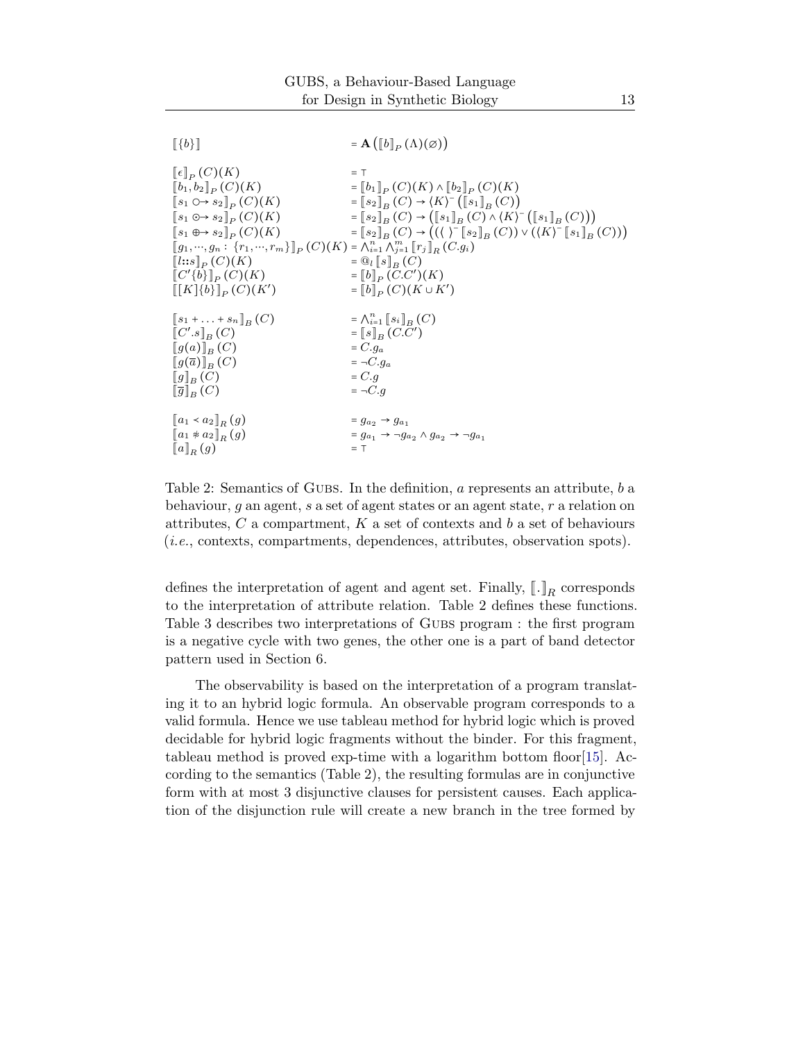$$
\begin{array}{ll}
[\![\{b\}]\!] & = \mathbf{A}\left([\![b]\!]_P(\Lambda)(\varnothing)\right) \\
\\
[\![\epsilon]\!]_P(C)(K) & = \top \\
[\![b_1, b_2]\!]_P(C)(K) & = [\![b_1]\!]_P(C)(K) \wedge [\![b_2]\!]_P(C)(K) \\
[\![s_1 \circ\!\!\rightarrow s_2]\!]_P(C)(K) & = [\![s_2]\!]_B(C) \rightarrow \langle K\rangle^{-}\left([\![s_1]\!]_B(C)\right) \\
[\![s_1 \odot\!\!\rightarrow s_2]\!]_P(C)(K) & = [\![s_2]\!]_B(C) \rightarrow \left([\![s_1]\!]_B(C) \wedge \langle K\rangle^{-}\left([\![s_1]\!]_B(C)\right)\right) \\
[\![s_1 \oplus\!\!\rightarrow s_2]\!]_P(C)(K) & = [\![s_2]\!]_B(C) \rightarrow \left((\langle\ \rangle^{-}[\![s_2]\!]_B(C)) \vee (\langle K\rangle^{-}[\![s_1]\!]_B(C))\right) \\
[\![g_1, \cdots, g_n : \{r_1, \cdots, r_m\}]\!]_P(C)(K) & = \bigwedge_{i=1}^{n}\bigwedge_{j=1}^{m}[\![r_j]\!]_R(C.g_i) \\
[\![l{::}s]\!]_P(C)(K) & = @_l[\![s]\!]_B(C) \\
[\![C'\{b\}]\!]_P(C)(K) & = [\![b]\!]_P(C.C')(K) \\
[\![[K]\{b\}]\!]_P(C)(K') & = [\![b]\!]_P(C)(K \cup K') \\
\\
[\![s_1 + \ldots + s_n]\!]_B(C) & = \bigwedge_{i=1}^{n}[\![s_i]\!]_B(C) \\
[\![C'.s]\!]_B(C) & = [\![s]\!]_B(C.C') \\
[\![g(a)]\!]_B(C) & = C.g_a \\
[\![g(\overline{a})]\!]_B(C) & = \neg C.g_a \\
[\![g]\!]_B(C) & = C.g \\
[\![\overline{g}]\!]_B(C) & = \neg C.g \\
\\
[\![a_1 \prec a_2]\!]_R(g) & = g_{a_2} \rightarrow g_{a_1} \\
[\![a_1 \not\ast a_2]\!]_R(g) & = g_{a_1} \rightarrow \neg g_{a_2} \wedge g_{a_2} \rightarrow \neg g_{a_1} \\
[\![a]\!]_R(g) & = \top
\end{array}
$$

Table 2: Semantics of GUBS. In the definition, $a$ represents an attribute, $b$ a behaviour, $g$ an agent, $s$ a set of agent states or an agent state, $r$ a relation on attributes, $C$ a compartment, $K$ a set of contexts and $b$ a set of behaviours (*i.e.*, contexts, compartments, dependences, attributes, observation spots).

defines the interpretation of agent and agent set. Finally, $[\![.]\!]_R$ corresponds to the interpretation of attribute relation. Table 2 defines these functions. Table 3 describes two interpretations of GUBS program : the first program is a negative cycle with two genes, the other one is a part of band detector pattern used in Section 6.

The observability is based on the interpretation of a program translating it to an hybrid logic formula. An observable program corresponds to a valid formula. Hence we use tableau method for hybrid logic which is proved decidable for hybrid logic fragments without the binder. For this fragment, tableau method is proved exp-time with a logarithm bottom floor[15]. According to the semantics (Table 2), the resulting formulas are in conjunctive form with at most 3 disjunctive clauses for persistent causes. Each application of the disjunction rule will create a new branch in the tree formed by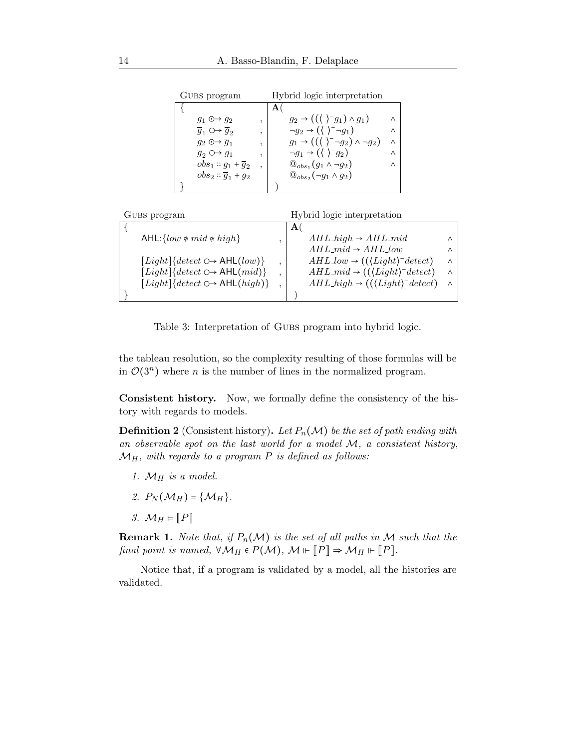| Gubs program | | Hybrid logic interpretation | |
|---|---|---|---|
| { | | $\mathbf{A}($ | |
| $g_1 \odot\!\!\rightarrow g_2$ | , | $g_2 \rightarrow ((\langle\ \rangle^{-} g_1) \wedge g_1)$ | $\wedge$ |
| $\overline{g}_1 \circ\!\!\rightarrow \overline{g}_2$ | , | $\neg g_2 \rightarrow (\langle\ \rangle^{-} \neg g_1)$ | $\wedge$ |
| $g_2 \odot\!\!\rightarrow \overline{g}_1$ | , | $g_1 \rightarrow ((\langle\ \rangle^{-} \neg g_2) \wedge \neg g_2)$ | $\wedge$ |
| $\overline{g}_2 \circ\!\!\rightarrow g_1$ | , | $\neg g_1 \rightarrow (\langle\ \rangle^{-} g_2)$ | $\wedge$ |
| $obs_1 :: g_1 + \overline{g}_2$ | , | $@_{obs_1}(g_1 \wedge \neg g_2)$ | $\wedge$ |
| $obs_2 :: \overline{g}_1 + g_2$ | | $@_{obs_2}(\neg g_1 \wedge g_2)$ | |
| } | | $)$ | |

| Gubs program | | Hybrid logic interpretation | |
|---|---|---|---|
| { | | $\mathbf{A}($ | |
| $\mathsf{AHL}$:$\{low \circledast mid \circledast high\}$ | , | $AHL\_high \rightarrow AHL\_mid$ | $\wedge$ |
| | | $AHL\_mid \rightarrow AHL\_low$ | $\wedge$ |
| $[Light]\{detect \circ\!\!\rightarrow \mathsf{AHL}(low)\}$ | , | $AHL\_low \rightarrow ((\langle Light\rangle^{-} detect)$ | $\wedge$ |
| $[Light]\{detect \circ\!\!\rightarrow \mathsf{AHL}(mid)\}$ | , | $AHL\_mid \rightarrow ((\langle Light\rangle^{-} detect)$ | $\wedge$ |
| $[Light]\{detect \circ\!\!\rightarrow \mathsf{AHL}(high)\}$ | , | $AHL\_high \rightarrow ((\langle Light\rangle^{-} detect)$ | $\wedge$ |
| } | | $)$ | |

Table 3: Interpretation of Gubs program into hybrid logic.

the tableau resolution, so the complexity resulting of those formulas will be in $\mathcal{O}(3^n)$ where $n$ is the number of lines in the normalized program.

**Consistent history.** Now, we formally define the consistency of the history with regards to models.

**Definition 2** (Consistent history)**.** *Let $P_n(\mathcal{M})$ be the set of path ending with an observable spot on the last world for a model $\mathcal{M}$, a consistent history, $\mathcal{M}_H$, with regards to a program $P$ is defined as follows:*

1. *$\mathcal{M}_H$ is a model.*
2. *$P_N(\mathcal{M}_H) = \{\mathcal{M}_H\}$.*
3. *$\mathcal{M}_H \vDash \llbracket P \rrbracket$*

**Remark 1.** *Note that, if $P_n(\mathcal{M})$ is the set of all paths in $\mathcal{M}$ such that the final point is named, $\forall \mathcal{M}_H \in P(\mathcal{M})$, $\mathcal{M} \Vdash \llbracket P \rrbracket \Rightarrow \mathcal{M}_H \Vdash \llbracket P \rrbracket$.*

Notice that, if a program is validated by a model, all the histories are validated.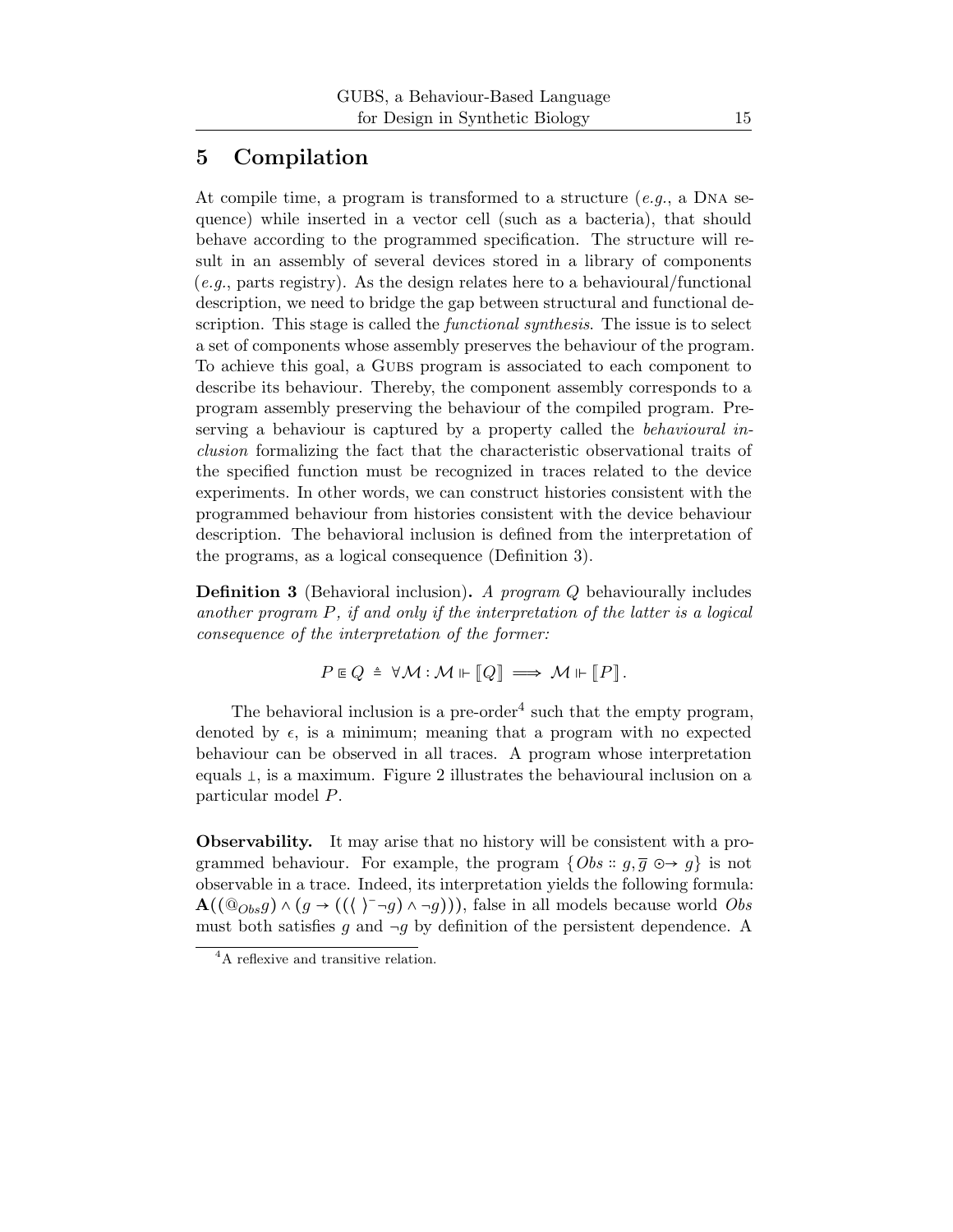## 5 Compilation

At compile time, a program is transformed to a structure (*e.g.*, a DNA sequence) while inserted in a vector cell (such as a bacteria), that should behave according to the programmed specification. The structure will result in an assembly of several devices stored in a library of components (*e.g.*, parts registry). As the design relates here to a behavioural/functional description, we need to bridge the gap between structural and functional description. This stage is called the *functional synthesis*. The issue is to select a set of components whose assembly preserves the behaviour of the program. To achieve this goal, a GUBS program is associated to each component to describe its behaviour. Thereby, the component assembly corresponds to a program assembly preserving the behaviour of the compiled program. Preserving a behaviour is captured by a property called the *behavioural inclusion* formalizing the fact that the characteristic observational traits of the specified function must be recognized in traces related to the device experiments. In other words, we can construct histories consistent with the programmed behaviour from histories consistent with the device behaviour description. The behavioral inclusion is defined from the interpretation of the programs, as a logical consequence (Definition 3).

**Definition 3** (Behavioral inclusion)**.** *A program $Q$ behaviourally includes another program $P$, if and only if the interpretation of the latter is a logical consequence of the interpretation of the former:*

$$P \sqsubseteq Q \triangleq \forall \mathcal{M} : \mathcal{M} \Vdash [\![Q]\!] \implies \mathcal{M} \Vdash [\![P]\!].$$

The behavioral inclusion is a pre-order[4] such that the empty program, denoted by $\epsilon$, is a minimum; meaning that a program with no expected behaviour can be observed in all traces. A program whose interpretation equals $\bot$, is a maximum. Figure 2 illustrates the behavioural inclusion on a particular model $P$.

**Observability.** It may arise that no history will be consistent with a programmed behaviour. For example, the program $\{Obs :: g, \overline{g} \odot\!\!\rightarrow g\}$ is not observable in a trace. Indeed, its interpretation yields the following formula: $\mathbf{A}((@_{Obs} g) \wedge (g \rightarrow ((\langle\,\rangle^{-} \neg g) \wedge \neg g)))$, false in all models because world $Obs$ must both satisfies $g$ and $\neg g$ by definition of the persistent dependence. A

[4] A reflexive and transitive relation.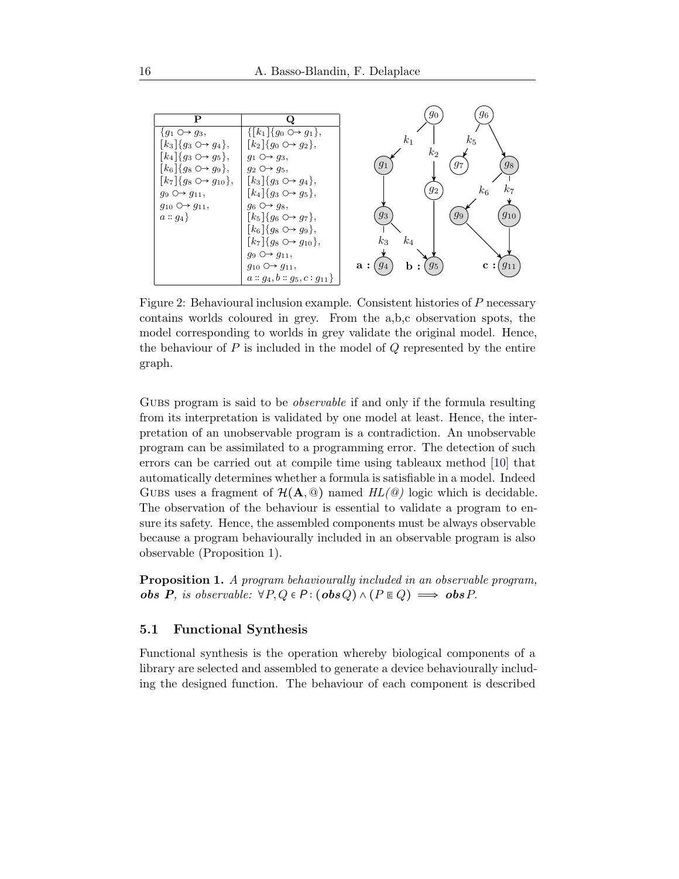| **P** | **Q** |
|---|---|
| $\{g_1 \multimap g_3,$ | $\{[k_1]\{g_0 \multimap g_1\},$ |
| $[k_3]\{g_3 \multimap g_4\},$ | $[k_2]\{g_0 \multimap g_2\},$ |
| $[k_4]\{g_3 \multimap g_5\},$ | $g_1 \multimap g_3,$ |
| $[k_6]\{g_8 \multimap g_9\},$ | $g_2 \multimap g_5,$ |
| $[k_7]\{g_8 \multimap g_{10}\},$ | $[k_3]\{g_3 \multimap g_4\},$ |
| $g_9 \multimap g_{11},$ | $[k_4]\{g_3 \multimap g_5\},$ |
| $g_{10} \multimap g_{11},$ | $g_6 \multimap g_8,$ |
| $a :: g_4\}$ | $[k_5]\{g_6 \multimap g_7\},$ |
| | $[k_6]\{g_8 \multimap g_9\},$ |
| | $[k_7]\{g_8 \multimap g_{10}\},$ |
| | $g_9 \multimap g_{11},$ |
| | $g_{10} \multimap g_{11},$ |
| | $a :: g_4, b :: g_5, c : g_{11}\}$ |

Figure 2: Behavioural inclusion example. Consistent histories of $P$ necessary contains worlds coloured in grey. From the a,b,c observation spots, the model corresponding to worlds in grey validate the original model. Hence, the behaviour of $P$ is included in the model of $Q$ represented by the entire graph.

Gubs program is said to be *observable* if and only if the formula resulting from its interpretation is validated by one model at least. Hence, the interpretation of an unobservable program is a contradiction. An unobservable program can be assimilated to a programming error. The detection of such errors can be carried out at compile time using tableaux method [10] that automatically determines whether a formula is satisfiable in a model. Indeed Gubs uses a fragment of $\mathcal{H}(\mathbf{A}, @)$ named *HL(@)* logic which is decidable. The observation of the behaviour is essential to validate a program to ensure its safety. Hence, the assembled components must be always observable because a program behaviourally included in an observable program is also observable (Proposition 1).

**Proposition 1.** *A program behaviourally included in an observable program,* ***obs P****, is observable:* $\forall P, Q \in \mathcal{P} : (\boldsymbol{obs}\, Q) \wedge (P \sqsubseteq Q) \implies \boldsymbol{obs}\, P$.

### 5.1 Functional Synthesis

Functional synthesis is the operation whereby biological components of a library are selected and assembled to generate a device behaviourally including the designed function. The behaviour of each component is described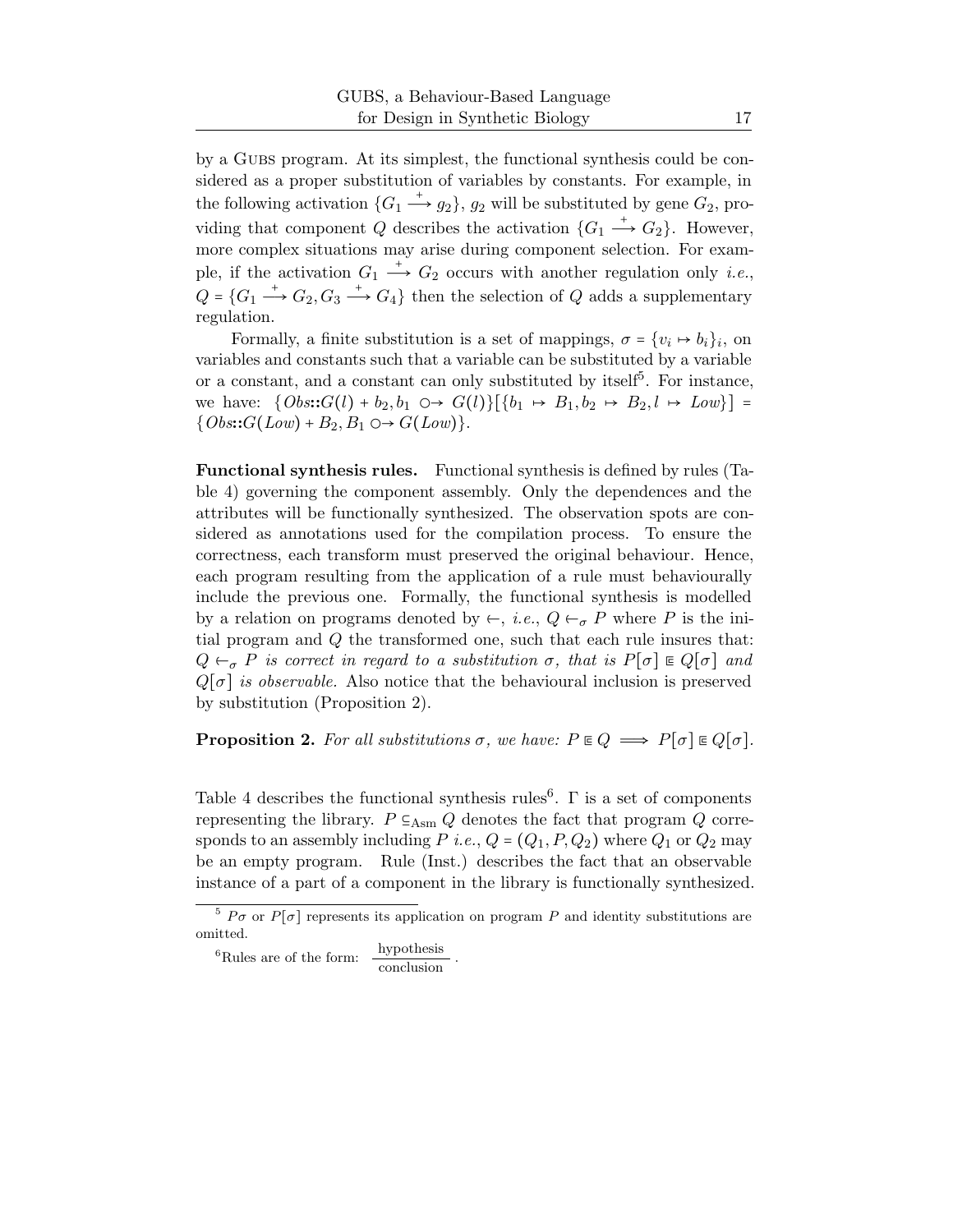by a GUBS program. At its simplest, the functional synthesis could be considered as a proper substitution of variables by constants. For example, in the following activation $\{G_1 \overset{+}{\longrightarrow} g_2\}$, $g_2$ will be substituted by gene $G_2$, providing that component $Q$ describes the activation $\{G_1 \overset{+}{\longrightarrow} G_2\}$. However, more complex situations may arise during component selection. For example, if the activation $G_1 \overset{+}{\longrightarrow} G_2$ occurs with another regulation only *i.e.*, $Q = \{G_1 \overset{+}{\longrightarrow} G_2, G_3 \overset{+}{\longrightarrow} G_4\}$ then the selection of $Q$ adds a supplementary regulation.

Formally, a finite substitution is a set of mappings, $\sigma = \{v_i \mapsto b_i\}_i$, on variables and constants such that a variable can be substituted by a variable or a constant, and a constant can only substituted by itself[5]. For instance, we have: $\{Obs{::}G(l) + b_2, b_1 \circ\!\!\rightarrow G(l)\}[\{b_1 \mapsto B_1, b_2 \mapsto B_2, l \mapsto Low\}] = \{Obs{::}G(Low) + B_2, B_1 \circ\!\!\rightarrow G(Low)\}$.

**Functional synthesis rules.** Functional synthesis is defined by rules (Table 4) governing the component assembly. Only the dependences and the attributes will be functionally synthesized. The observation spots are considered as annotations used for the compilation process. To ensure the correctness, each transform must preserved the original behaviour. Hence, each program resulting from the application of a rule must behaviourally include the previous one. Formally, the functional synthesis is modelled by a relation on programs denoted by $\leftharpoondown$, *i.e.*, $Q \leftharpoondown_\sigma P$ where $P$ is the initial program and $Q$ the transformed one, such that each rule insures that: *$Q \leftharpoondown_\sigma P$ is correct in regard to a substitution $\sigma$, that is $P[\sigma] \sqsubseteq Q[\sigma]$ and $Q[\sigma]$ is observable.* Also notice that the behavioural inclusion is preserved by substitution (Proposition 2).

**Proposition 2.** *For all substitutions $\sigma$, we have: $P \sqsubseteq Q \implies P[\sigma] \sqsubseteq Q[\sigma]$.*

Table 4 describes the functional synthesis rules[6]. $\Gamma$ is a set of components representing the library. $P \subseteq_{\mathrm{Asm}} Q$ denotes the fact that program $Q$ corresponds to an assembly including $P$ *i.e.*, $Q = (Q_1, P, Q_2)$ where $Q_1$ or $Q_2$ may be an empty program. Rule (Inst.) describes the fact that an observable instance of a part of a component in the library is functionally synthesized.

---

[5] $P\sigma$ or $P[\sigma]$ represents its application on program $P$ and identity substitutions are omitted.

[6] Rules are of the form: $\dfrac{\text{hypothesis}}{\text{conclusion}}$.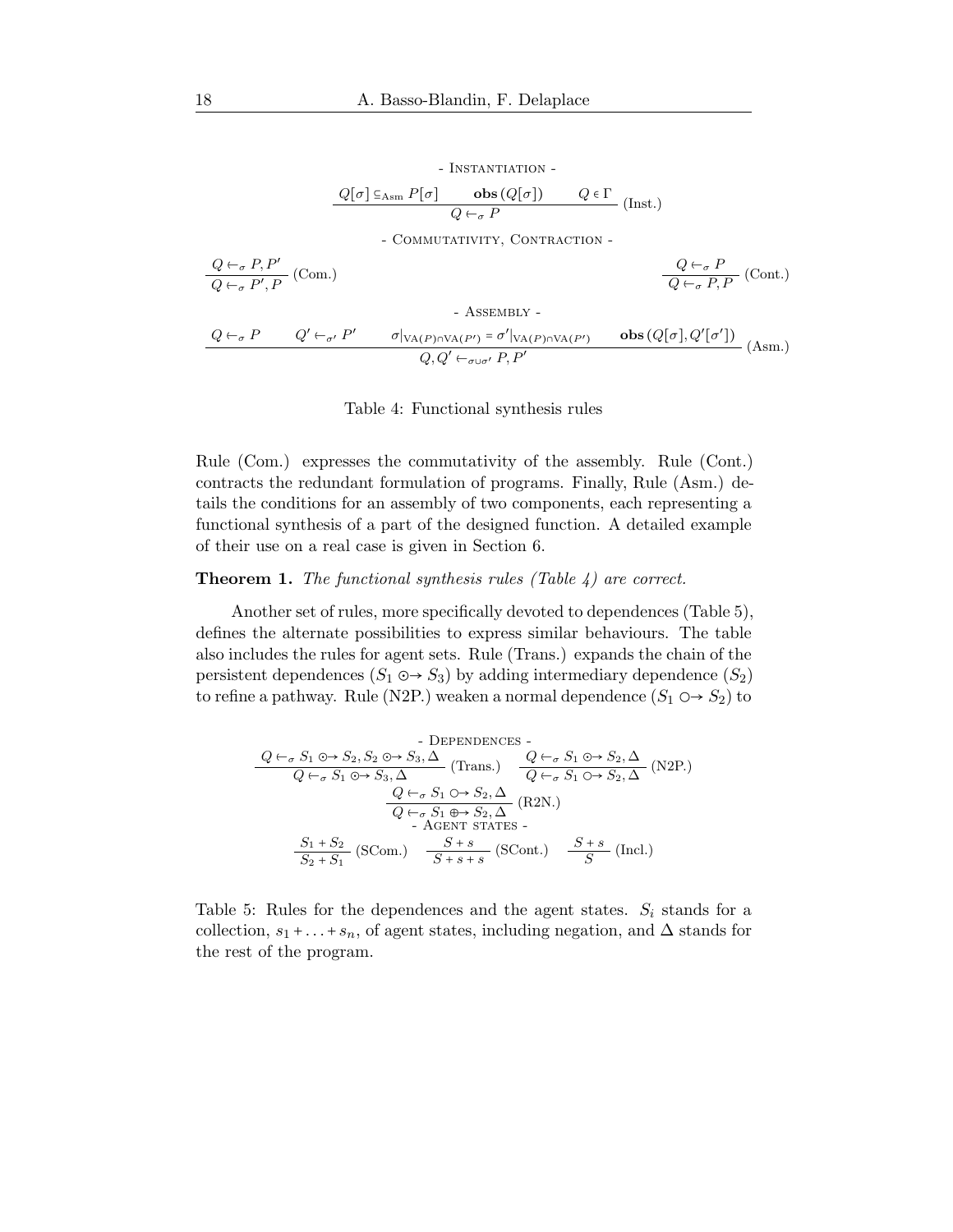- INSTANTIATION -

$$\frac{Q[\sigma] \subseteq_{\text{Asm}} P[\sigma] \qquad \mathbf{obs}\,(Q[\sigma]) \qquad Q \in \Gamma}{Q \leftarrow_\sigma P}\ (\text{Inst.})$$

- COMMUTATIVITY, CONTRACTION -

$$\frac{Q \leftarrow_\sigma P, P'}{Q \leftarrow_\sigma P', P}\ (\text{Com.}) \qquad\qquad \frac{Q \leftarrow_\sigma P}{Q \leftarrow_\sigma P, P}\ (\text{Cont.})$$

- ASSEMBLY -

$$\frac{Q \leftarrow_\sigma P \qquad Q' \leftarrow_{\sigma'} P' \qquad \sigma|_{\text{VA}(P)\cap\text{VA}(P')} = \sigma'|_{\text{VA}(P)\cap\text{VA}(P')} \qquad \mathbf{obs}\,(Q[\sigma], Q'[\sigma'])}{Q, Q' \leftarrow_{\sigma\cup\sigma'} P, P'}\ (\text{Asm.})$$

Table 4: Functional synthesis rules

Rule (Com.) expresses the commutativity of the assembly. Rule (Cont.) contracts the redundant formulation of programs. Finally, Rule (Asm.) details the conditions for an assembly of two components, each representing a functional synthesis of a part of the designed function. A detailed example of their use on a real case is given in Section 6.

**Theorem 1.** *The functional synthesis rules (Table 4) are correct.*

Another set of rules, more specifically devoted to dependences (Table 5), defines the alternate possibilities to express similar behaviours. The table also includes the rules for agent sets. Rule (Trans.) expands the chain of the persistent dependences ($S_1 \odot\!\!\rightarrow S_3$) by adding intermediary dependence ($S_2$) to refine a pathway. Rule (N2P.) weaken a normal dependence ($S_1 \circ\!\!\rightarrow S_2$) to

- DEPENDENCES -

$$\frac{Q \leftarrow_\sigma S_1 \odot\!\!\rightarrow S_2, S_2 \odot\!\!\rightarrow S_3, \Delta}{Q \leftarrow_\sigma S_1 \odot\!\!\rightarrow S_3, \Delta}\ (\text{Trans.}) \qquad \frac{Q \leftarrow_\sigma S_1 \odot\!\!\rightarrow S_2, \Delta}{Q \leftarrow_\sigma S_1 \circ\!\!\rightarrow S_2, \Delta}\ (\text{N2P.})$$

$$\frac{Q \leftarrow_\sigma S_1 \circ\!\!\rightarrow S_2, \Delta}{Q \leftarrow_\sigma S_1 \oplus\!\!\rightarrow S_2, \Delta}\ (\text{R2N.})$$

- AGENT STATES -

$$\frac{S_1 + S_2}{S_2 + S_1}\ (\text{SCom.}) \qquad \frac{S + s}{S + s + s}\ (\text{SCont.}) \qquad \frac{S + s}{S}\ (\text{Incl.})$$

Table 5: Rules for the dependences and the agent states. $S_i$ stands for a collection, $s_1 + \ldots + s_n$, of agent states, including negation, and $\Delta$ stands for the rest of the program.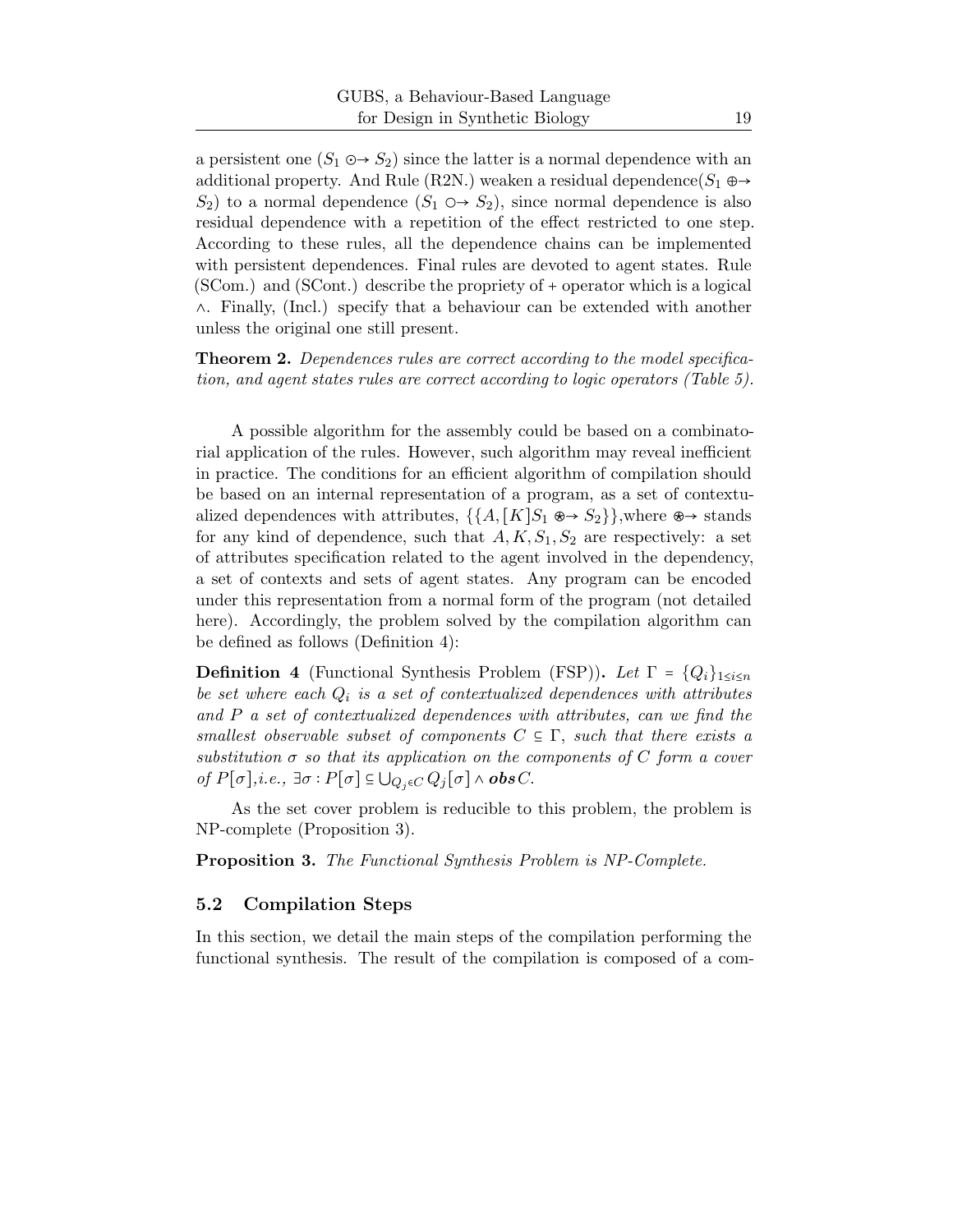a persistent one ($S_1 \odot\!\!\rightarrow S_2$) since the latter is a normal dependence with an additional property. And Rule (R2N.) weaken a residual dependence($S_1 \oplus\!\!\rightarrow S_2$) to a normal dependence ($S_1 \circ\!\!\rightarrow S_2$), since normal dependence is also residual dependence with a repetition of the effect restricted to one step. According to these rules, all the dependence chains can be implemented with persistent dependences. Final rules are devoted to agent states. Rule (SCom.) and (SCont.) describe the propriety of + operator which is a logical $\wedge$. Finally, (Incl.) specify that a behaviour can be extended with another unless the original one still present.

**Theorem 2.** *Dependences rules are correct according to the model specification, and agent states rules are correct according to logic operators (Table 5).*

A possible algorithm for the assembly could be based on a combinatorial application of the rules. However, such algorithm may reveal inefficient in practice. The conditions for an efficient algorithm of compilation should be based on an internal representation of a program, as a set of contextualized dependences with attributes, $\{\{A, [K] S_1 \circledast\!\!\rightarrow S_2\}\}$, where $\circledast\!\!\rightarrow$ stands for any kind of dependence, such that $A, K, S_1, S_2$ are respectively: a set of attributes specification related to the agent involved in the dependency, a set of contexts and sets of agent states. Any program can be encoded under this representation from a normal form of the program (not detailed here). Accordingly, the problem solved by the compilation algorithm can be defined as follows (Definition 4):

**Definition 4** (Functional Synthesis Problem (FSP))**.** *Let $\Gamma = \{Q_i\}_{1 \leq i \leq n}$ be set where each $Q_i$ is a set of contextualized dependences with attributes and $P$ a set of contextualized dependences with attributes, can we find the smallest observable subset of components $C \subseteq \Gamma$, such that there exists a substitution $\sigma$ so that its application on the components of $C$ form a cover of $P[\sigma]$, i.e., $\exists \sigma : P[\sigma] \subseteq \bigcup_{Q_j \in C} Q_j[\sigma] \wedge \boldsymbol{obs}\, C$.*

As the set cover problem is reducible to this problem, the problem is NP-complete (Proposition 3).

**Proposition 3.** *The Functional Synthesis Problem is NP-Complete.*

### 5.2 Compilation Steps

In this section, we detail the main steps of the compilation performing the functional synthesis. The result of the compilation is composed of a com-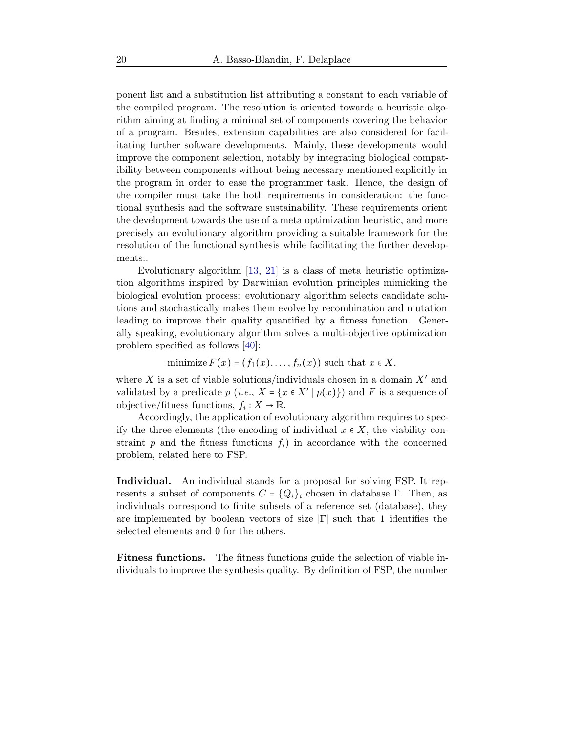ponent list and a substitution list attributing a constant to each variable of the compiled program. The resolution is oriented towards a heuristic algorithm aiming at finding a minimal set of components covering the behavior of a program. Besides, extension capabilities are also considered for facilitating further software developments. Mainly, these developments would improve the component selection, notably by integrating biological compatibility between components without being necessary mentioned explicitly in the program in order to ease the programmer task. Hence, the design of the compiler must take the both requirements in consideration: the functional synthesis and the software sustainability. These requirements orient the development towards the use of a meta optimization heuristic, and more precisely an evolutionary algorithm providing a suitable framework for the resolution of the functional synthesis while facilitating the further developments..

Evolutionary algorithm [13, 21] is a class of meta heuristic optimization algorithms inspired by Darwinian evolution principles mimicking the biological evolution process: evolutionary algorithm selects candidate solutions and stochastically makes them evolve by recombination and mutation leading to improve their quality quantified by a fitness function. Generally speaking, evolutionary algorithm solves a multi-objective optimization problem specified as follows [40]:

$$\text{minimize}\, F(x) = (f_1(x), \ldots, f_n(x)) \text{ such that } x \in X,$$

where $X$ is a set of viable solutions/individuals chosen in a domain $X'$ and validated by a predicate $p$ (*i.e.*, $X = \{x \in X' \mid p(x)\}$) and $F$ is a sequence of objective/fitness functions, $f_i : X \to \mathbb{R}$.

Accordingly, the application of evolutionary algorithm requires to specify the three elements (the encoding of individual $x \in X$, the viability constraint $p$ and the fitness functions $f_i$) in accordance with the concerned problem, related here to FSP.

**Individual.** An individual stands for a proposal for solving FSP. It represents a subset of components $C = \{Q_i\}_i$ chosen in database $\Gamma$. Then, as individuals correspond to finite subsets of a reference set (database), they are implemented by boolean vectors of size $|\Gamma|$ such that 1 identifies the selected elements and 0 for the others.

**Fitness functions.** The fitness functions guide the selection of viable individuals to improve the synthesis quality. By definition of FSP, the number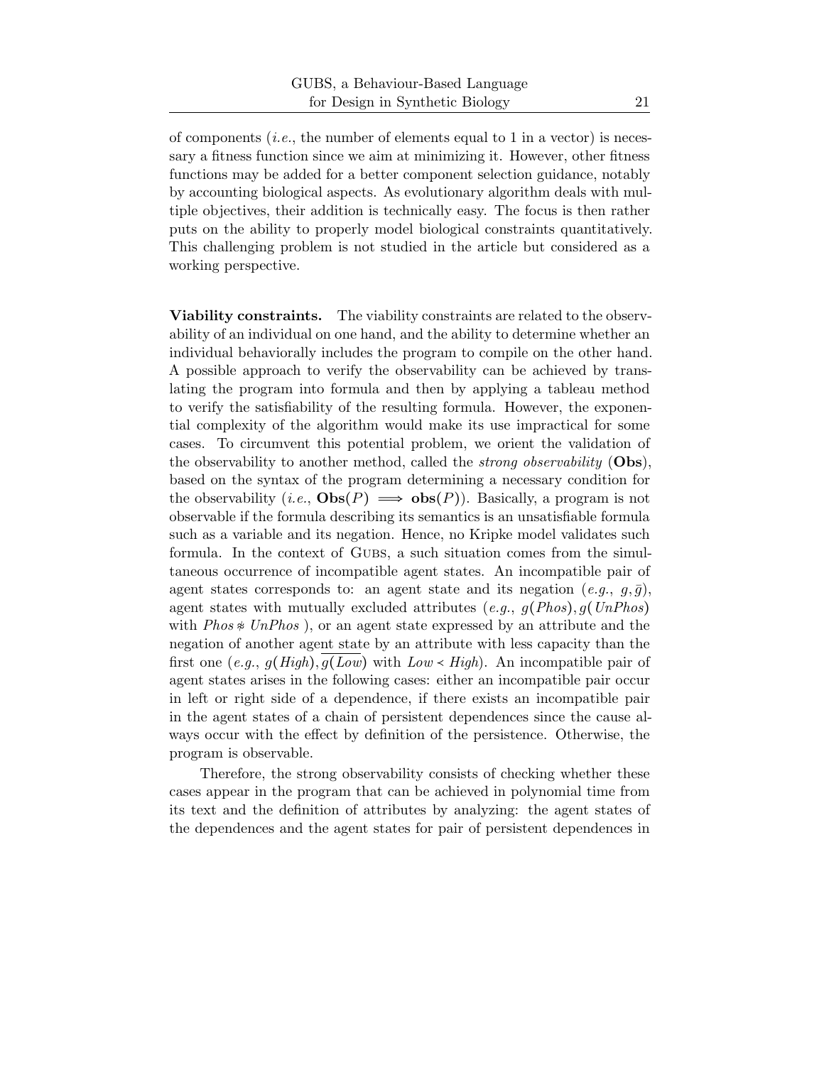of components (*i.e.*, the number of elements equal to 1 in a vector) is necessary a fitness function since we aim at minimizing it. However, other fitness functions may be added for a better component selection guidance, notably by accounting biological aspects. As evolutionary algorithm deals with multiple objectives, their addition is technically easy. The focus is then rather puts on the ability to properly model biological constraints quantitatively. This challenging problem is not studied in the article but considered as a working perspective.

**Viability constraints.** The viability constraints are related to the observability of an individual on one hand, and the ability to determine whether an individual behaviorally includes the program to compile on the other hand. A possible approach to verify the observability can be achieved by translating the program into formula and then by applying a tableau method to verify the satisfiability of the resulting formula. However, the exponential complexity of the algorithm would make its use impractical for some cases. To circumvent this potential problem, we orient the validation of the observability to another method, called the *strong observability* (**Obs**), based on the syntax of the program determining a necessary condition for the observability (*i.e.*, $\mathbf{Obs}(P) \implies \mathbf{obs}(P)$). Basically, a program is not observable if the formula describing its semantics is an unsatisfiable formula such as a variable and its negation. Hence, no Kripke model validates such formula. In the context of Gubs, a such situation comes from the simultaneous occurrence of incompatible agent states. An incompatible pair of agent states corresponds to: an agent state and its negation (*e.g.*, $g, \bar{g}$), agent states with mutually excluded attributes (*e.g.*, $g(Phos), g(UnPhos)$ with $Phos \not\approx UnPhos$ ), or an agent state expressed by an attribute and the negation of another agent state by an attribute with less capacity than the first one (*e.g.*, $g(High), \overline{g(Low)}$ with $Low \prec High$). An incompatible pair of agent states arises in the following cases: either an incompatible pair occur in left or right side of a dependence, if there exists an incompatible pair in the agent states of a chain of persistent dependences since the cause always occur with the effect by definition of the persistence. Otherwise, the program is observable.

Therefore, the strong observability consists of checking whether these cases appear in the program that can be achieved in polynomial time from its text and the definition of attributes by analyzing: the agent states of the dependences and the agent states for pair of persistent dependences in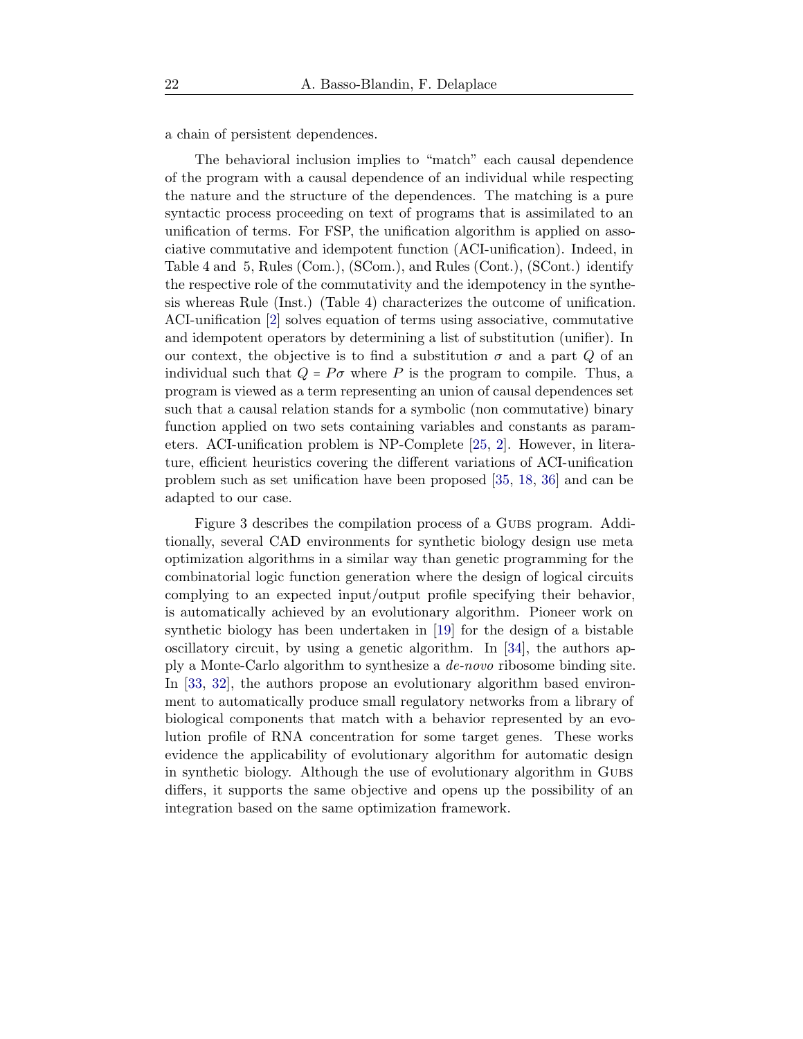a chain of persistent dependences.

The behavioral inclusion implies to "match" each causal dependence of the program with a causal dependence of an individual while respecting the nature and the structure of the dependences. The matching is a pure syntactic process proceeding on text of programs that is assimilated to an unification of terms. For FSP, the unification algorithm is applied on associative commutative and idempotent function (ACI-unification). Indeed, in Table 4 and 5, Rules (Com.), (SCom.), and Rules (Cont.), (SCont.) identify the respective role of the commutativity and the idempotency in the synthesis whereas Rule (Inst.) (Table 4) characterizes the outcome of unification. ACI-unification [2] solves equation of terms using associative, commutative and idempotent operators by determining a list of substitution (unifier). In our context, the objective is to find a substitution $\sigma$ and a part $Q$ of an individual such that $Q = P\sigma$ where $P$ is the program to compile. Thus, a program is viewed as a term representing an union of causal dependences set such that a causal relation stands for a symbolic (non commutative) binary function applied on two sets containing variables and constants as parameters. ACI-unification problem is NP-Complete [25, 2]. However, in literature, efficient heuristics covering the different variations of ACI-unification problem such as set unification have been proposed [35, 18, 36] and can be adapted to our case.

Figure 3 describes the compilation process of a GUBS program. Additionally, several CAD environments for synthetic biology design use meta optimization algorithms in a similar way than genetic programming for the combinatorial logic function generation where the design of logical circuits complying to an expected input/output profile specifying their behavior, is automatically achieved by an evolutionary algorithm. Pioneer work on synthetic biology has been undertaken in [19] for the design of a bistable oscillatory circuit, by using a genetic algorithm. In [34], the authors apply a Monte-Carlo algorithm to synthesize a *de-novo* ribosome binding site. In [33, 32], the authors propose an evolutionary algorithm based environment to automatically produce small regulatory networks from a library of biological components that match with a behavior represented by an evolution profile of RNA concentration for some target genes. These works evidence the applicability of evolutionary algorithm for automatic design in synthetic biology. Although the use of evolutionary algorithm in GUBS differs, it supports the same objective and opens up the possibility of an integration based on the same optimization framework.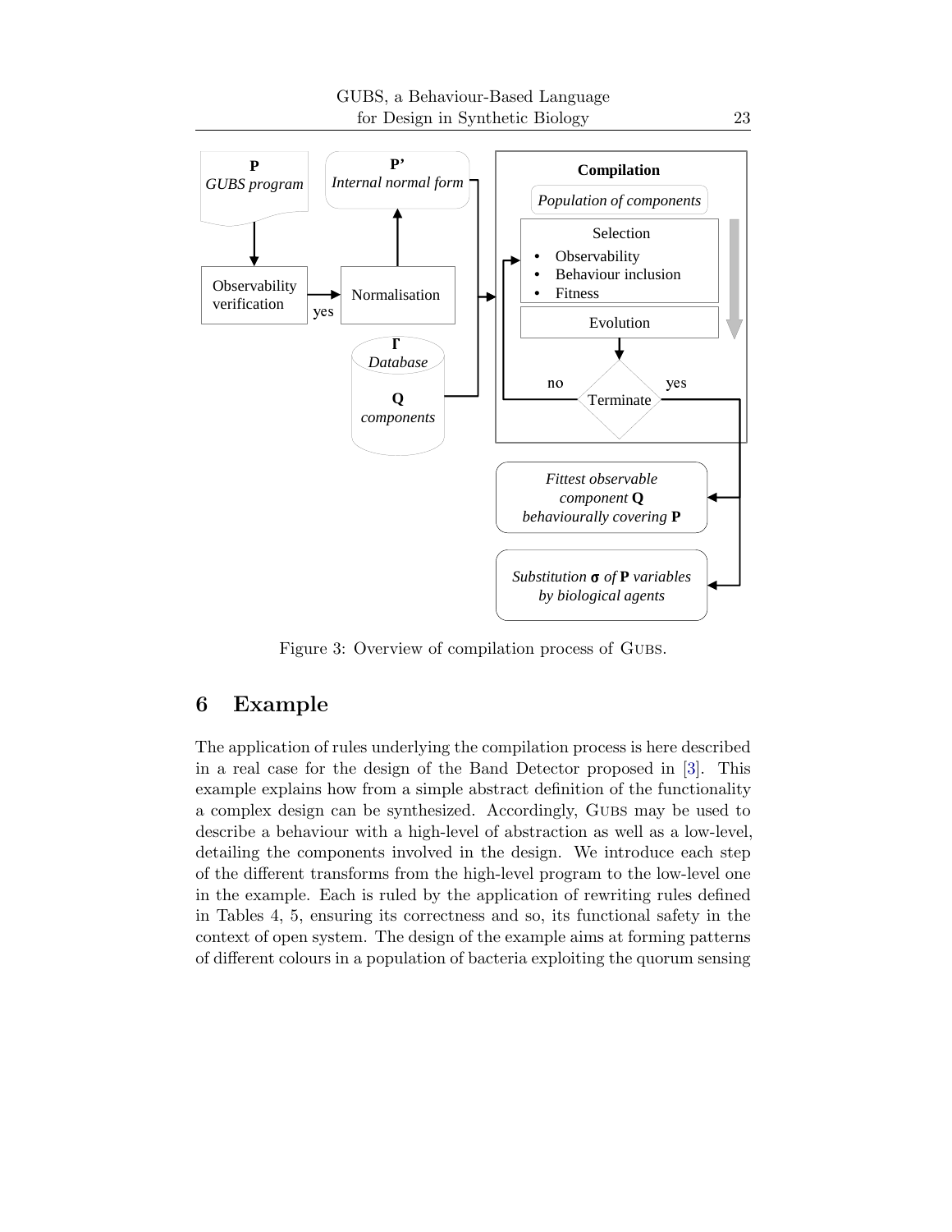Figure 3: Overview of compilation process of GUBS.

## 6 Example

The application of rules underlying the compilation process is here described in a real case for the design of the Band Detector proposed in [3]. This example explains how from a simple abstract definition of the functionality a complex design can be synthesized. Accordingly, GUBS may be used to describe a behaviour with a high-level of abstraction as well as a low-level, detailing the components involved in the design. We introduce each step of the different transforms from the high-level program to the low-level one in the example. Each is ruled by the application of rewriting rules defined in Tables 4, 5, ensuring its correctness and so, its functional safety in the context of open system. The design of the example aims at forming patterns of different colours in a population of bacteria exploiting the quorum sensing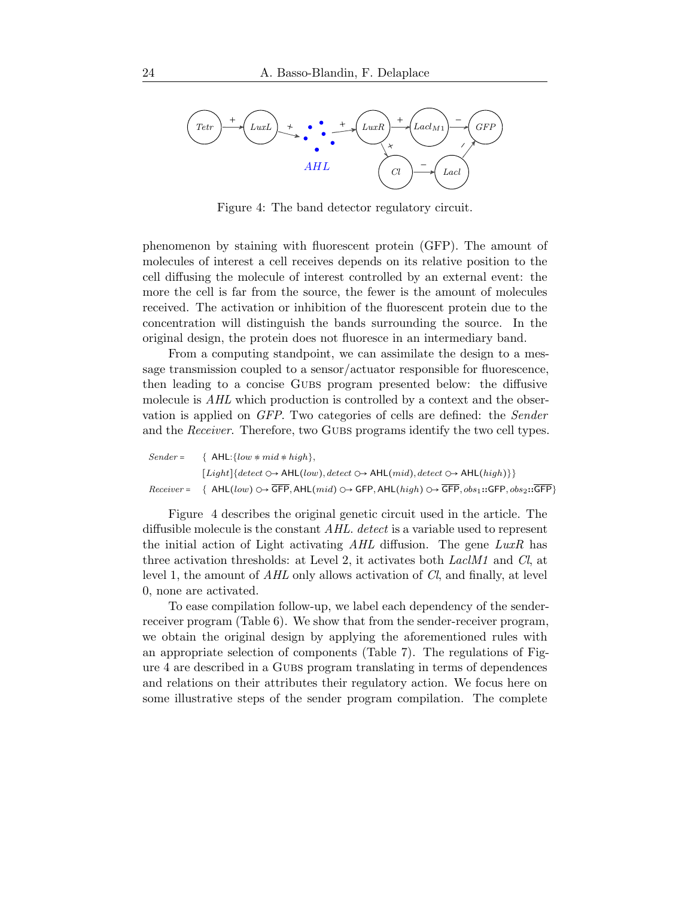Figure 4: The band detector regulatory circuit.

phenomenon by staining with fluorescent protein (GFP). The amount of molecules of interest a cell receives depends on its relative position to the cell diffusing the molecule of interest controlled by an external event: the more the cell is far from the source, the fewer is the amount of molecules received. The activation or inhibition of the fluorescent protein due to the concentration will distinguish the bands surrounding the source. In the original design, the protein does not fluoresce in an intermediary band.

From a computing standpoint, we can assimilate the design to a message transmission coupled to a sensor/actuator responsible for fluorescence, then leading to a concise GUBS program presented below: the diffusive molecule is *AHL* which production is controlled by a context and the observation is applied on *GFP*. Two categories of cells are defined: the *Sender* and the *Receiver*. Therefore, two GUBS programs identify the two cell types.

$$
\begin{aligned}
\mathit{Sender} = \;& \{\ \mathsf{AHL}{:}\{low \circledast mid \circledast high\}, \\
& [Light]\{detect \multimap \mathsf{AHL}(low), detect \multimap \mathsf{AHL}(mid), detect \multimap \mathsf{AHL}(high)\}\} \\
\mathit{Receiver} = \;& \{\ \mathsf{AHL}(low) \multimap \overline{\mathsf{GFP}}, \mathsf{AHL}(mid) \multimap \mathsf{GFP}, \mathsf{AHL}(high) \multimap \overline{\mathsf{GFP}}, obs_1{::}\mathsf{GFP}, obs_2{::}\overline{\mathsf{GFP}}\}
\end{aligned}
$$

Figure 4 describes the original genetic circuit used in the article. The diffusible molecule is the constant *AHL*. *detect* is a variable used to represent the initial action of Light activating *AHL* diffusion. The gene *LuxR* has three activation thresholds: at Level 2, it activates both *LaclM1* and *Cl*, at level 1, the amount of *AHL* only allows activation of *Cl*, and finally, at level 0, none are activated.

To ease compilation follow-up, we label each dependency of the sender-receiver program (Table 6). We show that from the sender-receiver program, we obtain the original design by applying the aforementioned rules with an appropriate selection of components (Table 7). The regulations of Figure 4 are described in a GUBS program translating in terms of dependences and relations on their attributes their regulatory action. We focus here on some illustrative steps of the sender program compilation. The complete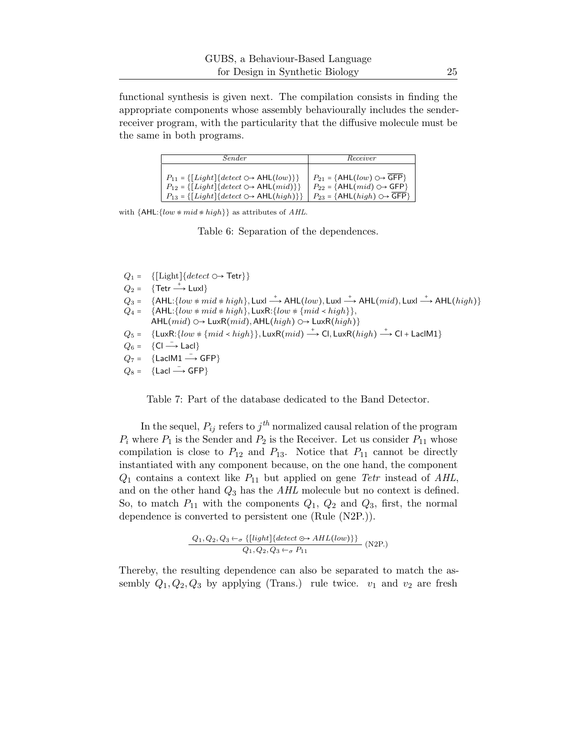functional synthesis is given next. The compilation consists in finding the appropriate components whose assembly behaviourally includes the sender-receiver program, with the particularity that the diffusive molecule must be the same in both programs.

| *Sender* | *Receiver* |
|---|---|
| $P_{11} = \{[Light]\{detect \circ\!\!\rightarrow \mathsf{AHL}(low)\}\}$ | $P_{21} = \{\mathsf{AHL}(low) \circ\!\!\rightarrow \overline{\mathsf{GFP}}\}$ |
| $P_{12} = \{[Light]\{detect \circ\!\!\rightarrow \mathsf{AHL}(mid)\}\}$ | $P_{22} = \{\mathsf{AHL}(mid) \circ\!\!\rightarrow \mathsf{GFP}\}$ |
| $P_{13} = \{[Light]\{detect \circ\!\!\rightarrow \mathsf{AHL}(high)\}\}$ | $P_{23} = \{\mathsf{AHL}(high) \circ\!\!\rightarrow \overline{\mathsf{GFP}}\}$ |

with $\{\mathsf{AHL}\!:\!\{low \mathrel{\#} mid \mathrel{\#} high\}\}$ as attributes of *AHL*.

Table 6: Separation of the dependences.

$$
\begin{aligned}
Q_1 &= \{[\text{Light}]\{detect \circ\!\!\rightarrow \mathsf{Tetr}\}\}\\
Q_2 &= \{\mathsf{Tetr} \xrightarrow{+} \mathsf{LuxI}\}\\
Q_3 &= \{\mathsf{AHL}\!:\!\{low \mathrel{\#} mid \mathrel{\#} high\}, \mathsf{LuxI} \xrightarrow{+} \mathsf{AHL}(low), \mathsf{LuxI} \xrightarrow{+} \mathsf{AHL}(mid), \mathsf{LuxI} \xrightarrow{+} \mathsf{AHL}(high)\}\\
Q_4 &= \{\mathsf{AHL}\!:\!\{low \mathrel{\#} mid \mathrel{\#} high\}, \mathsf{LuxR}\!:\!\{low \mathrel{\#} \{mid < high\}\},\\
&\quad\ \mathsf{AHL}(mid) \circ\!\!\rightarrow \mathsf{LuxR}(mid), \mathsf{AHL}(high) \circ\!\!\rightarrow \mathsf{LuxR}(high)\}\\
Q_5 &= \{\mathsf{LuxR}\!:\!\{low \mathrel{\#} \{mid < high\}\}, \mathsf{LuxR}(mid) \xrightarrow{+} \mathsf{CI}, \mathsf{LuxR}(high) \xrightarrow{+} \mathsf{CI} + \mathsf{LacIM1}\}\\
Q_6 &= \{\mathsf{CI} \xrightarrow{-} \mathsf{LacI}\}\\
Q_7 &= \{\mathsf{LacIM1} \xrightarrow{-} \mathsf{GFP}\}\\
Q_8 &= \{\mathsf{LacI} \xrightarrow{-} \mathsf{GFP}\}
\end{aligned}
$$

Table 7: Part of the database dedicated to the Band Detector.

In the sequel, $P_{ij}$ refers to $j^{th}$ normalized causal relation of the program $P_i$ where $P_1$ is the Sender and $P_2$ is the Receiver. Let us consider $P_{11}$ whose compilation is close to $P_{12}$ and $P_{13}$. Notice that $P_{11}$ cannot be directly instantiated with any component because, on the one hand, the component $Q_1$ contains a context like $P_{11}$ but applied on gene *Tetr* instead of *AHL*, and on the other hand $Q_3$ has the *AHL* molecule but no context is defined. So, to match $P_{11}$ with the components $Q_1$, $Q_2$ and $Q_3$, first, the normal dependence is converted to persistent one (Rule (N2P.)).

$$
\frac{Q_1, Q_2, Q_3 \leftarrow_\sigma \{[light]\{detect \odot\!\!\rightarrow AHL(low)\}\}}{Q_1, Q_2, Q_3 \leftarrow_\sigma P_{11}} \text{ (N2P.)}
$$

Thereby, the resulting dependence can also be separated to match the assembly $Q_1, Q_2, Q_3$ by applying (Trans.) rule twice. $v_1$ and $v_2$ are fresh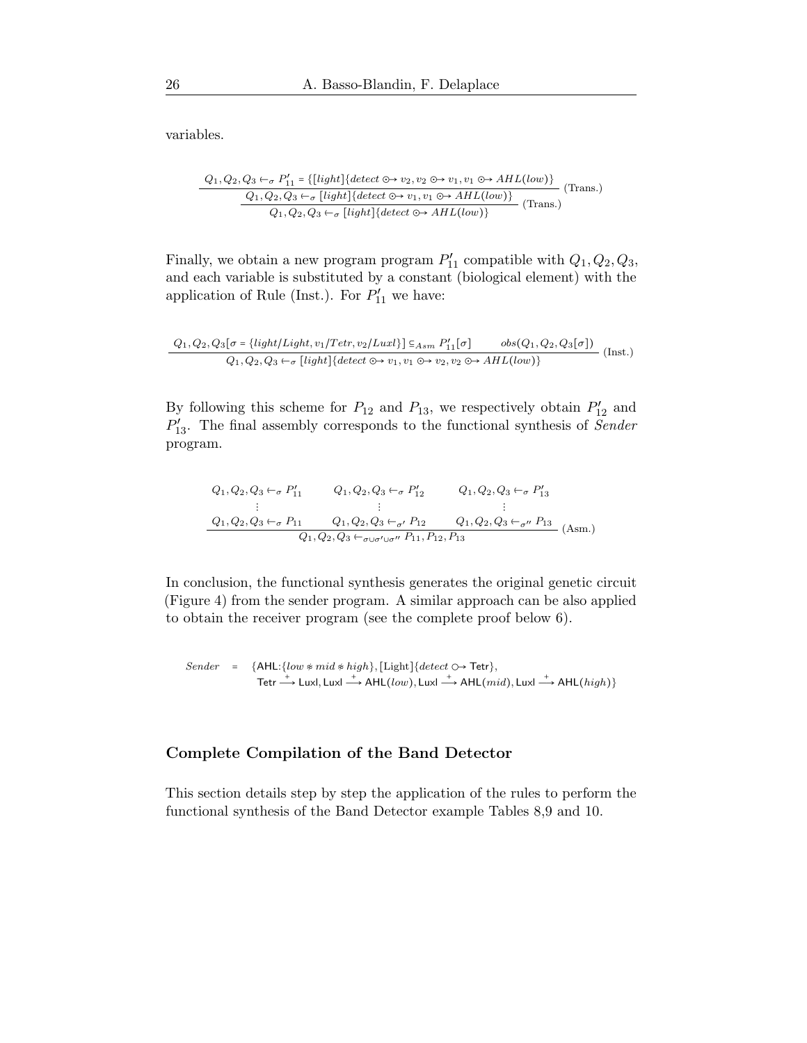variables.

$$\dfrac{\dfrac{Q_1, Q_2, Q_3 \vdash_\sigma P'_{11} = \{[light]\{detect \odot\!\!\rightarrow v_2, v_2 \odot\!\!\rightarrow v_1, v_1 \odot\!\!\rightarrow AHL(low)\}}{Q_1, Q_2, Q_3 \vdash_\sigma [light]\{detect \odot\!\!\rightarrow v_1, v_1 \odot\!\!\rightarrow AHL(low)\}}\ \text{(Trans.)}}{Q_1, Q_2, Q_3 \vdash_\sigma [light]\{detect \odot\!\!\rightarrow AHL(low)\}}\ \text{(Trans.)}$$

Finally, we obtain a new program program $P'_{11}$ compatible with $Q_1, Q_2, Q_3$, and each variable is substituted by a constant (biological element) with the application of Rule (Inst.). For $P'_{11}$ we have:

$$\dfrac{Q_1, Q_2, Q_3[\sigma = \{light/Light, v_1/Tetr, v_2/Luxl\}] \subseteq_{Asm} P'_{11}[\sigma] \qquad obs(Q_1, Q_2, Q_3[\sigma])}{Q_1, Q_2, Q_3 \vdash_\sigma [light]\{detect \odot\!\!\rightarrow v_1, v_1 \odot\!\!\rightarrow v_2, v_2 \odot\!\!\rightarrow AHL(low)\}}\ \text{(Inst.)}$$

By following this scheme for $P_{12}$ and $P_{13}$, we respectively obtain $P'_{12}$ and $P'_{13}$. The final assembly corresponds to the functional synthesis of *Sender* program.

$$\dfrac{\begin{matrix} Q_1, Q_2, Q_3 \vdash_\sigma P'_{11} & Q_1, Q_2, Q_3 \vdash_\sigma P'_{12} & Q_1, Q_2, Q_3 \vdash_\sigma P'_{13} \\ \vdots & \vdots & \vdots \\ Q_1, Q_2, Q_3 \vdash_\sigma P_{11} & Q_1, Q_2, Q_3 \vdash_{\sigma'} P_{12} & Q_1, Q_2, Q_3 \vdash_{\sigma''} P_{13} \end{matrix}}{Q_1, Q_2, Q_3 \vdash_{\sigma \cup \sigma' \cup \sigma''} P_{11}, P_{12}, P_{13}}\ \text{(Asm.)}$$

In conclusion, the functional synthesis generates the original genetic circuit (Figure 4) from the sender program. A similar approach can be also applied to obtain the receiver program (see the complete proof below 6).

$$\begin{aligned} Sender \;=\; & \{\mathsf{AHL}{:}\{low \circledast mid \circledast high\}, [\mathsf{Light}]\{detect \circ\!\!\rightarrow \mathsf{Tetr}\}, \\ & \mathsf{Tetr} \xrightarrow{+} \mathsf{Luxl}, \mathsf{Luxl} \xrightarrow{+} \mathsf{AHL}(low), \mathsf{Luxl} \xrightarrow{+} \mathsf{AHL}(mid), \mathsf{Luxl} \xrightarrow{+} \mathsf{AHL}(high)\} \end{aligned}$$

## Complete Compilation of the Band Detector

This section details step by step the application of the rules to perform the functional synthesis of the Band Detector example Tables 8,9 and 10.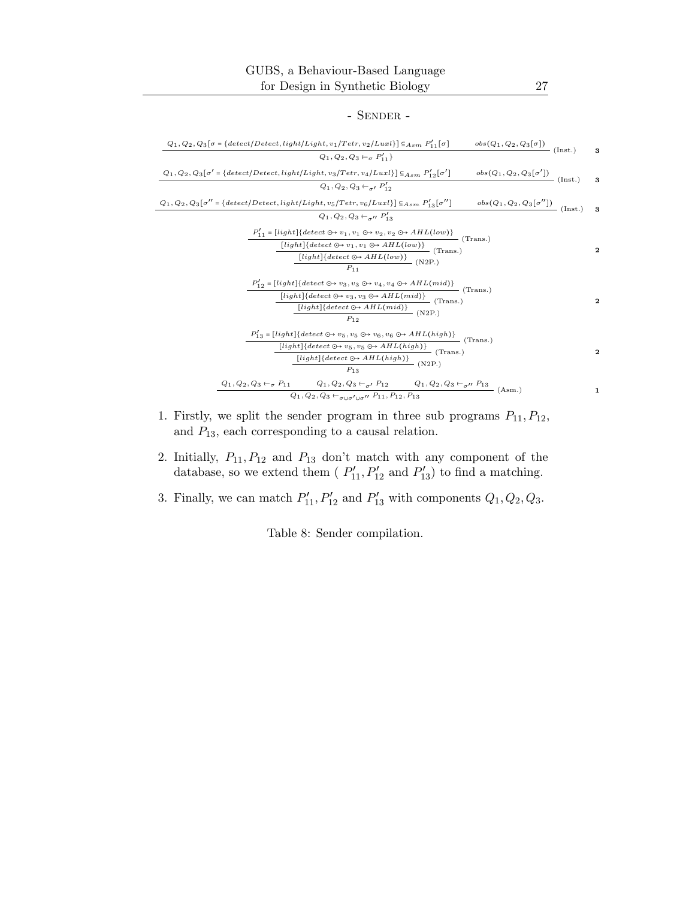- Sender -

$$\frac{Q_1, Q_2, Q_3[\sigma = \{detect/Detect, light/Light, v_1/Tetr, v_2/Luxl\}] \subseteq_{Asm} P'_{11}[\sigma] \qquad obs(Q_1, Q_2, Q_3[\sigma])}{Q_1, Q_2, Q_3 \vdash_\sigma P'_{11}\}} \text{(Inst.)} \quad \mathbf{3}$$

$$\frac{Q_1, Q_2, Q_3[\sigma' = \{detect/Detect, light/Light, v_3/Tetr, v_4/Luxl\}] \subseteq_{Asm} P'_{12}[\sigma'] \qquad obs(Q_1, Q_2, Q_3[\sigma'])}{Q_1, Q_2, Q_3 \vdash_{\sigma'} P'_{12}} \text{(Inst.)} \quad \mathbf{3}$$

$$\frac{Q_1, Q_2, Q_3[\sigma'' = \{detect/Detect, light/Light, v_5/Tetr, v_6/Luxl\}] \subseteq_{Asm} P'_{13}[\sigma''] \qquad obs(Q_1, Q_2, Q_3[\sigma''])}{Q_1, Q_2, Q_3 \vdash_{\sigma''} P'_{13}} \text{(Inst.)} \quad \mathbf{3}$$

$$\cfrac{\cfrac{\cfrac{P'_{11} = [light]\{detect \odot\!\!\to v_1, v_1 \odot\!\!\to v_2, v_2 \odot\!\!\to AHL(low)\}}{[light]\{detect \odot\!\!\to v_1, v_1 \odot\!\!\to AHL(low)\}} \text{(Trans.)}}{[light]\{detect \odot\!\!\to AHL(low)\}} \text{(Trans.)}}{P_{11}} \text{(N2P.)} \quad \mathbf{2}$$

$$\cfrac{\cfrac{\cfrac{P'_{12} = [light]\{detect \odot\!\!\to v_3, v_3 \odot\!\!\to v_4, v_4 \odot\!\!\to AHL(mid)\}}{[light]\{detect \odot\!\!\to v_3, v_3 \odot\!\!\to AHL(mid)\}} \text{(Trans.)}}{[light]\{detect \odot\!\!\to AHL(mid)\}} \text{(Trans.)}}{P_{12}} \text{(N2P.)} \quad \mathbf{2}$$

$$\cfrac{\cfrac{\cfrac{P'_{13} = [light]\{detect \odot\!\!\to v_5, v_5 \odot\!\!\to v_6, v_6 \odot\!\!\to AHL(high)\}}{[light]\{detect \odot\!\!\to v_5, v_5 \odot\!\!\to AHL(high)\}} \text{(Trans.)}}{[light]\{detect \odot\!\!\to AHL(high)\}} \text{(Trans.)}}{P_{13}} \text{(N2P.)} \quad \mathbf{2}$$

$$\frac{Q_1, Q_2, Q_3 \vdash_\sigma P_{11} \qquad Q_1, Q_2, Q_3 \vdash_{\sigma'} P_{12} \qquad Q_1, Q_2, Q_3 \vdash_{\sigma''} P_{13}}{Q_1, Q_2, Q_3 \vdash_{\sigma \cup \sigma' \cup \sigma''} P_{11}, P_{12}, P_{13}} \text{(Asm.)} \quad \mathbf{1}$$

1. Firstly, we split the sender program in three sub programs $P_{11}, P_{12}$, and $P_{13}$, each corresponding to a causal relation.
2. Initially, $P_{11}, P_{12}$ and $P_{13}$ don't match with any component of the database, so we extend them ( $P'_{11}, P'_{12}$ and $P'_{13}$) to find a matching.
3. Finally, we can match $P'_{11}, P'_{12}$ and $P'_{13}$ with components $Q_1, Q_2, Q_3$.

Table 8: Sender compilation.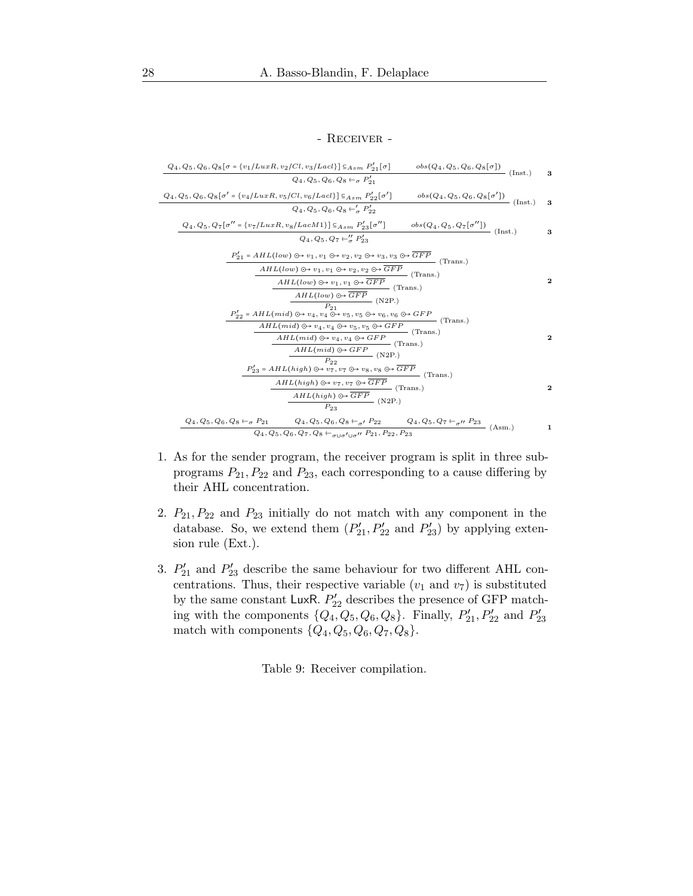- Receiver -

$$\frac{Q_4, Q_5, Q_6, Q_8[\sigma = \{v_1/LuxR, v_2/Cl, v_3/Lacl\}] \Subset_{Asm} P'_{21}[\sigma] \qquad obs(Q_4, Q_5, Q_6, Q_8[\sigma])}{Q_4, Q_5, Q_6, Q_8 \vdash_\sigma P'_{21}} \text{ (Inst.)} \quad \mathbf{3}$$

$$\frac{Q_4, Q_5, Q_6, Q_8[\sigma' = \{v_4/LuxR, v_5/Cl, v_6/Lacl\}] \Subset_{Asm} P'_{22}[\sigma'] \qquad obs(Q_4, Q_5, Q_6, Q_8[\sigma'])}{Q_4, Q_5, Q_6, Q_8 \vdash'_\sigma P'_{22}} \text{ (Inst.)} \quad \mathbf{3}$$

$$\frac{Q_4, Q_5, Q_7[\sigma'' = \{v_7/LuxR, v_8/LacM1\}] \Subset_{Asm} P'_{23}[\sigma''] \qquad obs(Q_4, Q_5, Q_7[\sigma''])}{Q_4, Q_5, Q_7 \vdash''_\sigma P'_{23}} \text{ (Inst.)} \quad \mathbf{3}$$

$$\dfrac{\dfrac{\dfrac{\dfrac{P'_{21} = AHL(low) \odot\!\!\rightarrow v_1, v_1 \odot\!\!\rightarrow v_2, v_2 \odot\!\!\rightarrow v_3, v_3 \odot\!\!\rightarrow \overline{GFP}}{AHL(low) \odot\!\!\rightarrow v_1, v_1 \odot\!\!\rightarrow v_2, v_2 \odot\!\!\rightarrow \overline{GFP}} \text{ (Trans.)}}{AHL(low) \odot\!\!\rightarrow v_1, v_1 \odot\!\!\rightarrow \overline{GFP}} \text{ (Trans.)}}{AHL(low) \odot\!\!\rightarrow \overline{GFP}} \text{ (Trans.)}}{P_{21}} \text{ (N2P.)} \quad \mathbf{2}$$

$$\dfrac{\dfrac{\dfrac{\dfrac{P'_{22} = AHL(mid) \odot\!\!\rightarrow v_4, v_4 \odot\!\!\rightarrow v_5, v_5 \odot\!\!\rightarrow v_6, v_6 \odot\!\!\rightarrow GFP}{AHL(mid) \odot\!\!\rightarrow v_4, v_4 \odot\!\!\rightarrow v_5, v_5 \odot\!\!\rightarrow GFP} \text{ (Trans.)}}{AHL(mid) \odot\!\!\rightarrow v_4, v_4 \odot\!\!\rightarrow GFP} \text{ (Trans.)}}{AHL(mid) \odot\!\!\rightarrow GFP} \text{ (Trans.)}}{P_{22}} \text{ (N2P.)} \quad \mathbf{2}$$

$$\dfrac{\dfrac{\dfrac{P'_{23} = AHL(high) \odot\!\!\rightarrow v_7, v_7 \odot\!\!\rightarrow v_8, v_8 \odot\!\!\rightarrow \overline{GFP}}{AHL(high) \odot\!\!\rightarrow v_7, v_7 \odot\!\!\rightarrow \overline{GFP}} \text{ (Trans.)}}{AHL(high) \odot\!\!\rightarrow \overline{GFP}} \text{ (Trans.)}}{P_{23}} \text{ (N2P.)} \quad \mathbf{2}$$

$$\frac{Q_4, Q_5, Q_6, Q_8 \vdash_\sigma P_{21} \qquad Q_4, Q_5, Q_6, Q_8 \vdash_{\sigma'} P_{22} \qquad Q_4, Q_5, Q_7 \vdash_{\sigma''} P_{23}}{Q_4, Q_5, Q_6, Q_7, Q_8 \vdash_{\sigma \cup \sigma' \cup \sigma''} P_{21}, P_{22}, P_{23}} \text{ (Asm.)} \quad \mathbf{1}$$

1. As for the sender program, the receiver program is split in three subprograms $P_{21}, P_{22}$ and $P_{23}$, each corresponding to a cause differing by their AHL concentration.

2. $P_{21}, P_{22}$ and $P_{23}$ initially do not match with any component in the database. So, we extend them ($P'_{21}, P'_{22}$ and $P'_{23}$) by applying extension rule (Ext.).

3. $P'_{21}$ and $P'_{23}$ describe the same behaviour for two different AHL concentrations. Thus, their respective variable ($v_1$ and $v_7$) is substituted by the same constant LuxR. $P'_{22}$ describes the presence of GFP matching with the components $\{Q_4, Q_5, Q_6, Q_8\}$. Finally, $P'_{21}, P'_{22}$ and $P'_{23}$ match with components $\{Q_4, Q_5, Q_6, Q_7, Q_8\}$.

Table 9: Receiver compilation.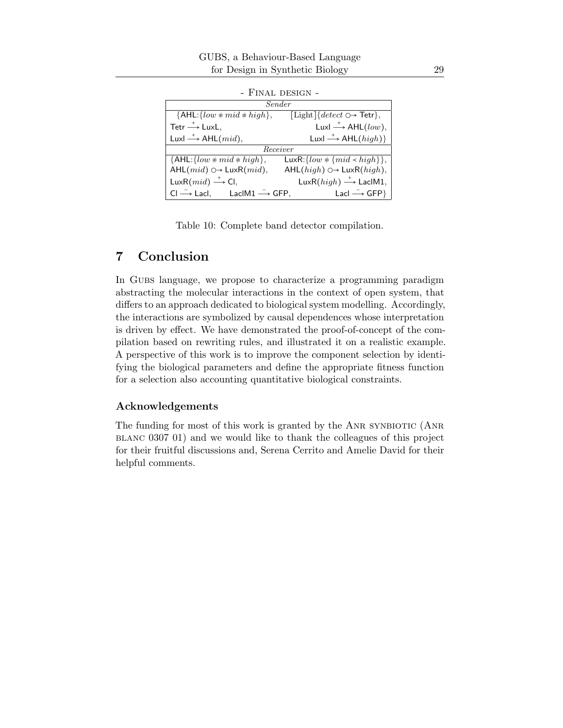- Final design -

| *Sender* | |
|---|---|
| {AHL:{$low \not\ast mid \not\ast high$}, | [Light]{$detect$ $\circ\!\!\rightarrow$ Tetr}, |
| Tetr $\xrightarrow{+}$ LuxL, | LuxI $\xrightarrow{+}$ AHL($low$), |
| LuxI $\xrightarrow{+}$ AHL($mid$), | LuxI $\xrightarrow{+}$ AHL($high$)} |
| *Receiver* | |
| {AHL:{$low \not\ast mid \not\ast high$}, | LuxR:{$low \not\ast \{mid < high\}$}, |
| AHL($mid$) $\circ\!\!\rightarrow$ LuxR($mid$), | AHL($high$) $\circ\!\!\rightarrow$ LuxR($high$), |
| LuxR($mid$) $\xrightarrow{+}$ CI, | LuxR($high$) $\xrightarrow{+}$ LacIM1, |
| CI $\xrightarrow{-}$ LacI, LacIM1 $\xrightarrow{-}$ GFP, | LacI $\xrightarrow{-}$ GFP} |

Table 10: Complete band detector compilation.

# 7 Conclusion

In Gubs language, we propose to characterize a programming paradigm abstracting the molecular interactions in the context of open system, that differs to an approach dedicated to biological system modelling. Accordingly, the interactions are symbolized by causal dependences whose interpretation is driven by effect. We have demonstrated the proof-of-concept of the compilation based on rewriting rules, and illustrated it on a realistic example. A perspective of this work is to improve the component selection by identifying the biological parameters and define the appropriate fitness function for a selection also accounting quantitative biological constraints.

## Acknowledgements

The funding for most of this work is granted by the Anr synbiotic (Anr blanc 0307 01) and we would like to thank the colleagues of this project for their fruitful discussions and, Serena Cerrito and Amelie David for their helpful comments.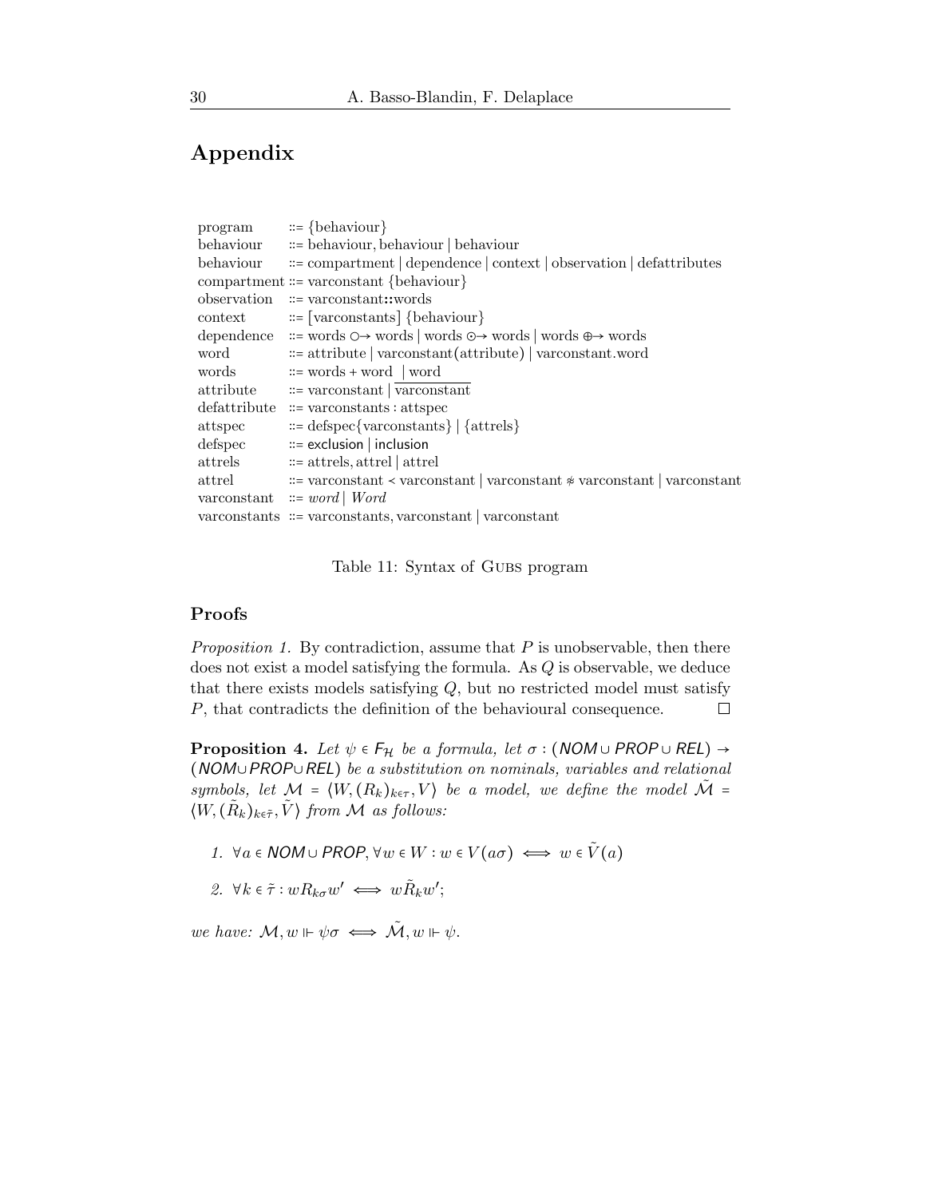## Appendix

| | |
|---|---|
| program | ::= {behaviour} |
| behaviour | ::= behaviour, behaviour \| behaviour |
| behaviour | ::= compartment \| dependence \| context \| observation \| defattributes |
| compartment | ::= varconstant {behaviour} |
| observation | ::= varconstant**::**words |
| context | ::= [varconstants] {behaviour} |
| dependence | ::= words ○→ words \| words ⊙→ words \| words ⊕→ words |
| word | ::= attribute \| varconstant(attribute) \| varconstant.word |
| words | ::= words + word \| word |
| attribute | ::= varconstant \| $\overline{\text{varconstant}}$ |
| defattribute | ::= varconstants : attspec |
| attspec | ::= defspec{varconstants} \| {attrels} |
| defspec | ::= exclusion \| inclusion |
| attrels | ::= attrels, attrel \| attrel |
| attrel | ::= varconstant ≺ varconstant \| varconstant ≉ varconstant \| varconstant |
| varconstant | ::= *word* \| *Word* |
| varconstants | ::= varconstants, varconstant \| varconstant |

Table 11: Syntax of Gubs program

### Proofs

*Proposition 1.* By contradiction, assume that $P$ is unobservable, then there does not exist a model satisfying the formula. As $Q$ is observable, we deduce that there exists models satisfying $Q$, but no restricted model must satisfy $P$, that contradicts the definition of the behavioural consequence. □

**Proposition 4.** *Let $\psi \in F_{\mathcal{H}}$ be a formula, let $\sigma : (NOM \cup PROP \cup REL) \to (NOM \cup PROP \cup REL)$ be a substitution on nominals, variables and relational symbols, let $\mathcal{M} = \langle W, (R_k)_{k \in \tau}, V \rangle$ be a model, we define the model $\tilde{\mathcal{M}} = \langle W, (\tilde{R}_k)_{k \in \tilde{\tau}}, \tilde{V} \rangle$ from $\mathcal{M}$ as follows:*

1. $\forall a \in NOM \cup PROP, \forall w \in W : w \in V(a\sigma) \iff w \in \tilde{V}(a)$
2. $\forall k \in \tilde{\tau} : w R_{k\sigma} w' \iff w \tilde{R}_k w'$;

*we have:* $\mathcal{M}, w \Vdash \psi\sigma \iff \tilde{\mathcal{M}}, w \Vdash \psi$.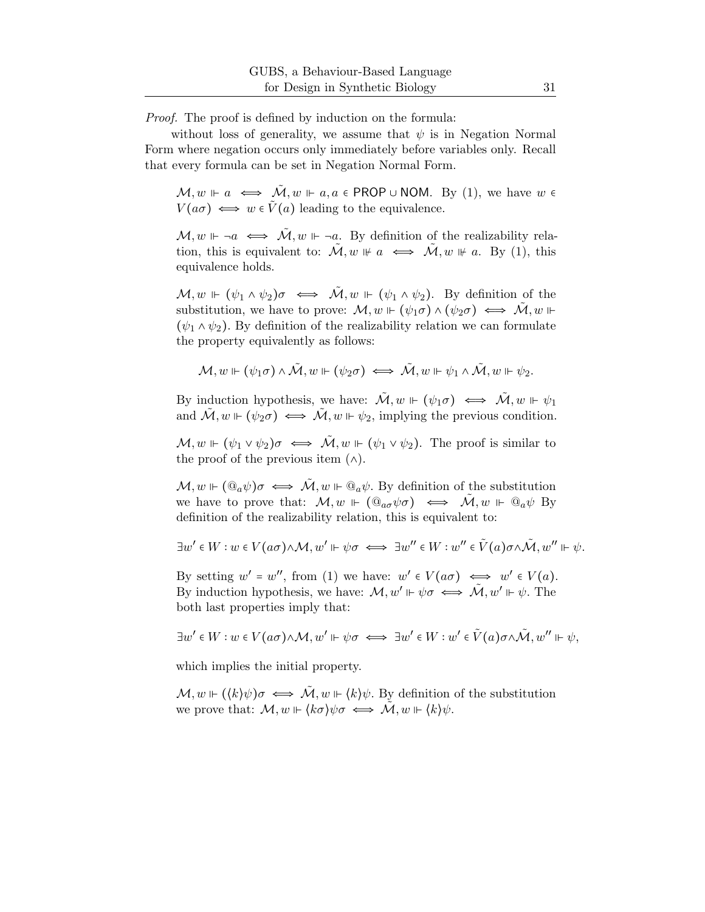*Proof.* The proof is defined by induction on the formula:

without loss of generality, we assume that $\psi$ is in Negation Normal Form where negation occurs only immediately before variables only. Recall that every formula can be set in Negation Normal Form.

$\mathcal{M}, w \Vdash a \iff \tilde{\mathcal{M}}, w \Vdash a, a \in \mathsf{PROP} \cup \mathsf{NOM}$. By (1), we have $w \in V(a\sigma) \iff w \in \tilde{V}(a)$ leading to the equivalence.

$\mathcal{M}, w \Vdash \neg a \iff \tilde{\mathcal{M}}, w \Vdash \neg a$. By definition of the realizability relation, this is equivalent to: $\tilde{\mathcal{M}}, w \nVdash a \iff \tilde{\mathcal{M}}, w \nVdash a$. By (1), this equivalence holds.

$\mathcal{M}, w \Vdash (\psi_1 \wedge \psi_2)\sigma \iff \tilde{\mathcal{M}}, w \Vdash (\psi_1 \wedge \psi_2)$. By definition of the substitution, we have to prove: $\mathcal{M}, w \Vdash (\psi_1\sigma) \wedge (\psi_2\sigma) \iff \tilde{\mathcal{M}}, w \Vdash (\psi_1 \wedge \psi_2)$. By definition of the realizability relation we can formulate the property equivalently as follows:

$$\mathcal{M}, w \Vdash (\psi_1\sigma) \wedge \tilde{\mathcal{M}}, w \Vdash (\psi_2\sigma) \iff \tilde{\mathcal{M}}, w \Vdash \psi_1 \wedge \tilde{\mathcal{M}}, w \Vdash \psi_2.$$

By induction hypothesis, we have: $\tilde{\mathcal{M}}, w \Vdash (\psi_1\sigma) \iff \tilde{\mathcal{M}}, w \Vdash \psi_1$ and $\tilde{\mathcal{M}}, w \Vdash (\psi_2\sigma) \iff \tilde{\mathcal{M}}, w \Vdash \psi_2$, implying the previous condition.

$\mathcal{M}, w \Vdash (\psi_1 \vee \psi_2)\sigma \iff \tilde{\mathcal{M}}, w \Vdash (\psi_1 \vee \psi_2)$. The proof is similar to the proof of the previous item ($\wedge$).

$\mathcal{M}, w \Vdash (@_a\psi)\sigma \iff \tilde{\mathcal{M}}, w \Vdash @_a\psi$. By definition of the substitution we have to prove that: $\mathcal{M}, w \Vdash (@_{a\sigma}\psi\sigma) \iff \tilde{\mathcal{M}}, w \Vdash @_a\psi$ By definition of the realizability relation, this is equivalent to:

$$\exists w' \in W : w \in V(a\sigma) \wedge \mathcal{M}, w' \Vdash \psi\sigma \iff \exists w'' \in W : w'' \in \tilde{V}(a)\sigma \wedge \tilde{\mathcal{M}}, w'' \Vdash \psi.$$

By setting $w' = w''$, from (1) we have: $w' \in V(a\sigma) \iff w' \in V(a)$. By induction hypothesis, we have: $\mathcal{M}, w' \Vdash \psi\sigma \iff \tilde{\mathcal{M}}, w' \Vdash \psi$. The both last properties imply that:

$$\exists w' \in W : w \in V(a\sigma) \wedge \mathcal{M}, w' \Vdash \psi\sigma \iff \exists w' \in W : w' \in \tilde{V}(a)\sigma \wedge \tilde{\mathcal{M}}, w'' \Vdash \psi,$$

which implies the initial property.

$\mathcal{M}, w \Vdash (\langle k \rangle\psi)\sigma \iff \tilde{\mathcal{M}}, w \Vdash \langle k \rangle\psi$. By definition of the substitution we prove that: $\mathcal{M}, w \Vdash \langle k\sigma \rangle\psi\sigma \iff \tilde{\mathcal{M}}, w \Vdash \langle k \rangle\psi$.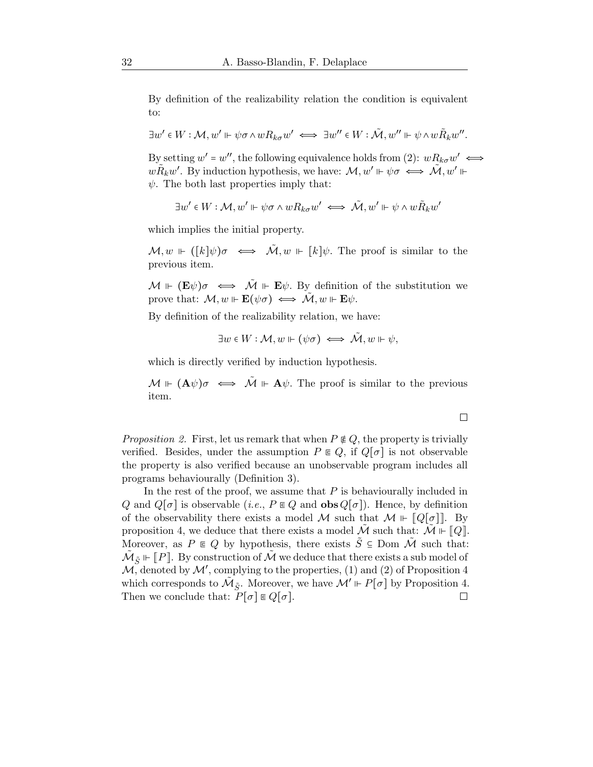By definition of the realizability relation the condition is equivalent to:

$$\exists w' \in W : \mathcal{M}, w' \Vdash \psi\sigma \wedge wR_{k\sigma}w' \iff \exists w'' \in W : \tilde{\mathcal{M}}, w'' \Vdash \psi \wedge w\tilde{R}_k w''.$$

By setting $w' = w''$, the following equivalence holds from (2): $wR_{k\sigma}w' \iff w\tilde{R}_k w'$. By induction hypothesis, we have: $\mathcal{M}, w' \Vdash \psi\sigma \iff \tilde{\mathcal{M}}, w' \Vdash \psi$. The both last properties imply that:

$$\exists w' \in W : \mathcal{M}, w' \Vdash \psi\sigma \wedge wR_{k\sigma}w' \iff \tilde{\mathcal{M}}, w' \Vdash \psi \wedge w\tilde{R}_k w'$$

which implies the initial property.

$\mathcal{M}, w \Vdash ([k]\psi)\sigma \iff \tilde{\mathcal{M}}, w \Vdash [k]\psi$. The proof is similar to the previous item.

$\mathcal{M} \Vdash (\mathbf{E}\psi)\sigma \iff \tilde{\mathcal{M}} \Vdash \mathbf{E}\psi$. By definition of the substitution we prove that: $\mathcal{M}, w \Vdash \mathbf{E}(\psi\sigma) \iff \tilde{\mathcal{M}}, w \Vdash \mathbf{E}\psi$.

By definition of the realizability relation, we have:

$$\exists w \in W : \mathcal{M}, w \Vdash (\psi\sigma) \iff \tilde{\mathcal{M}}, w \Vdash \psi,$$

which is directly verified by induction hypothesis.

$\mathcal{M} \Vdash (\mathbf{A}\psi)\sigma \iff \tilde{\mathcal{M}} \Vdash \mathbf{A}\psi$. The proof is similar to the previous item.

□

*Proposition 2.* First, let us remark that when $P \not\sqsubseteq Q$, the property is trivially verified. Besides, under the assumption $P \sqsubseteq Q$, if $Q[\sigma]$ is not observable the property is also verified because an unobservable program includes all programs behaviourally (Definition 3).

In the rest of the proof, we assume that $P$ is behaviourally included in $Q$ and $Q[\sigma]$ is observable (*i.e.*, $P \sqsubseteq Q$ and $\mathbf{obs}\, Q[\sigma]$). Hence, by definition of the observability there exists a model $\mathcal{M}$ such that $\mathcal{M} \Vdash [\![Q[\sigma]]\!]$. By proposition 4, we deduce that there exists a model $\tilde{\mathcal{M}}$ such that: $\tilde{\mathcal{M}} \Vdash [\![Q]\!]$. Moreover, as $P \sqsubseteq Q$ by hypothesis, there exists $\tilde{S} \subseteq \text{Dom}\ \tilde{\mathcal{M}}$ such that: $\tilde{\mathcal{M}}_{\tilde{S}} \Vdash [\![P]\!]$. By construction of $\tilde{\mathcal{M}}$ we deduce that there exists a sub model of $\mathcal{M}$, denoted by $\mathcal{M}'$, complying to the properties, (1) and (2) of Proposition 4 which corresponds to $\tilde{\mathcal{M}}_{\tilde{S}}$. Moreover, we have $\mathcal{M}' \Vdash P[\sigma]$ by Proposition 4. Then we conclude that: $P[\sigma] \sqsubseteq Q[\sigma]$. □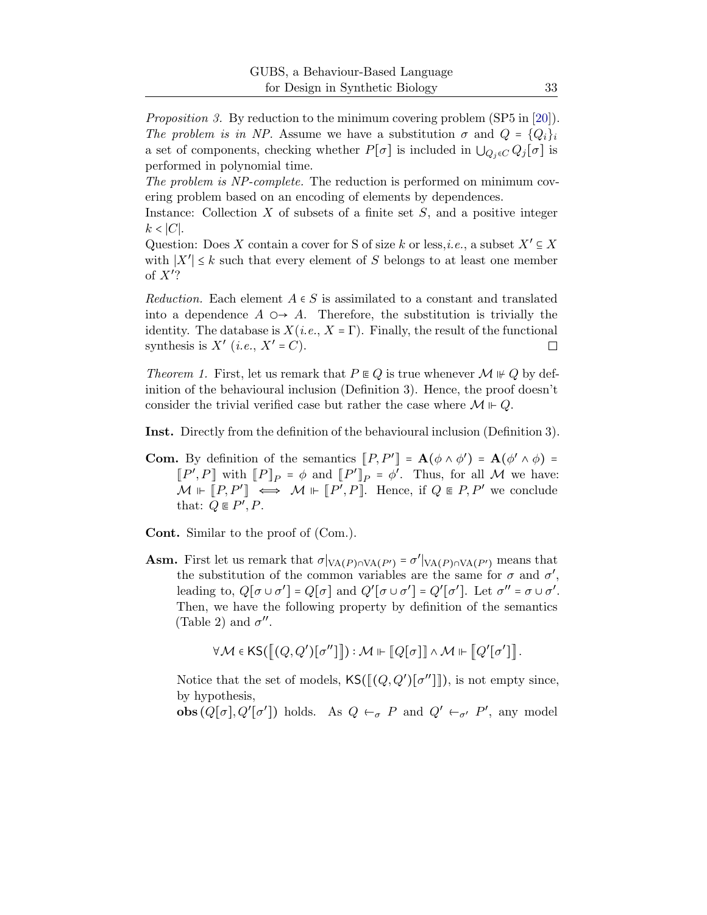*Proposition 3.* By reduction to the minimum covering problem (SP5 in [20]). *The problem is in NP.* Assume we have a substitution $\sigma$ and $Q = \{Q_i\}_i$ a set of components, checking whether $P[\sigma]$ is included in $\bigcup_{Q_j \in C} Q_j[\sigma]$ is performed in polynomial time.
*The problem is NP-complete.* The reduction is performed on minimum covering problem based on an encoding of elements by dependences.
Instance: Collection $X$ of subsets of a finite set $S$, and a positive integer $k < |C|$.
Question: Does $X$ contain a cover for S of size $k$ or less,*i.e.*, a subset $X' \subseteq X$ with $|X'| \leq k$ such that every element of $S$ belongs to at least one member of $X'$?

*Reduction.* Each element $A \in S$ is assimilated to a constant and translated into a dependence $A \circ\!\!\rightarrow A$. Therefore, the substitution is trivially the identity. The database is $X$(*i.e.*, $X = \Gamma$). Finally, the result of the functional synthesis is $X'$ (*i.e.*, $X' = C$). □

*Theorem 1.* First, let us remark that $P \sqsubseteq Q$ is true whenever $\mathcal{M} \not\Vdash Q$ by definition of the behavioural inclusion (Definition 3). Hence, the proof doesn't consider the trivial verified case but rather the case where $\mathcal{M} \Vdash Q$.

**Inst.** Directly from the definition of the behavioural inclusion (Definition 3).

**Com.** By definition of the semantics $[\![P, P']\!] = \mathbf{A}(\phi \wedge \phi') = \mathbf{A}(\phi' \wedge \phi) = [\![P', P]\!]$ with $[\![P]\!]_P = \phi$ and $[\![P']\!]_P = \phi'$. Thus, for all $\mathcal{M}$ we have: $\mathcal{M} \Vdash [\![P, P']\!] \iff \mathcal{M} \Vdash [\![P', P]\!]$. Hence, if $Q \sqsubseteq P, P'$ we conclude that: $Q \sqsubseteq P', P$.

**Cont.** Similar to the proof of (Com.).

**Asm.** First let us remark that $\sigma|_{\mathrm{VA}(P) \cap \mathrm{VA}(P')} = \sigma'|_{\mathrm{VA}(P) \cap \mathrm{VA}(P')}$ means that the substitution of the common variables are the same for $\sigma$ and $\sigma'$, leading to, $Q[\sigma \cup \sigma'] = Q[\sigma]$ and $Q'[\sigma \cup \sigma'] = Q'[\sigma']$. Let $\sigma'' = \sigma \cup \sigma'$. Then, we have the following property by definition of the semantics (Table 2) and $\sigma''$.

$$\forall \mathcal{M} \in \mathsf{KS}([\![(Q, Q')[\sigma'']]\!]) : \mathcal{M} \Vdash [\![Q[\sigma]]\!] \wedge \mathcal{M} \Vdash [\![Q'[\sigma']]\!].$$

Notice that the set of models, $\mathsf{KS}([\![(Q, Q')[\sigma'']]\!])$, is not empty since, by hypothesis,
$\mathbf{obs}(Q[\sigma], Q'[\sigma'])$ holds. As $Q \leftarrow_\sigma P$ and $Q' \leftarrow_{\sigma'} P'$, any model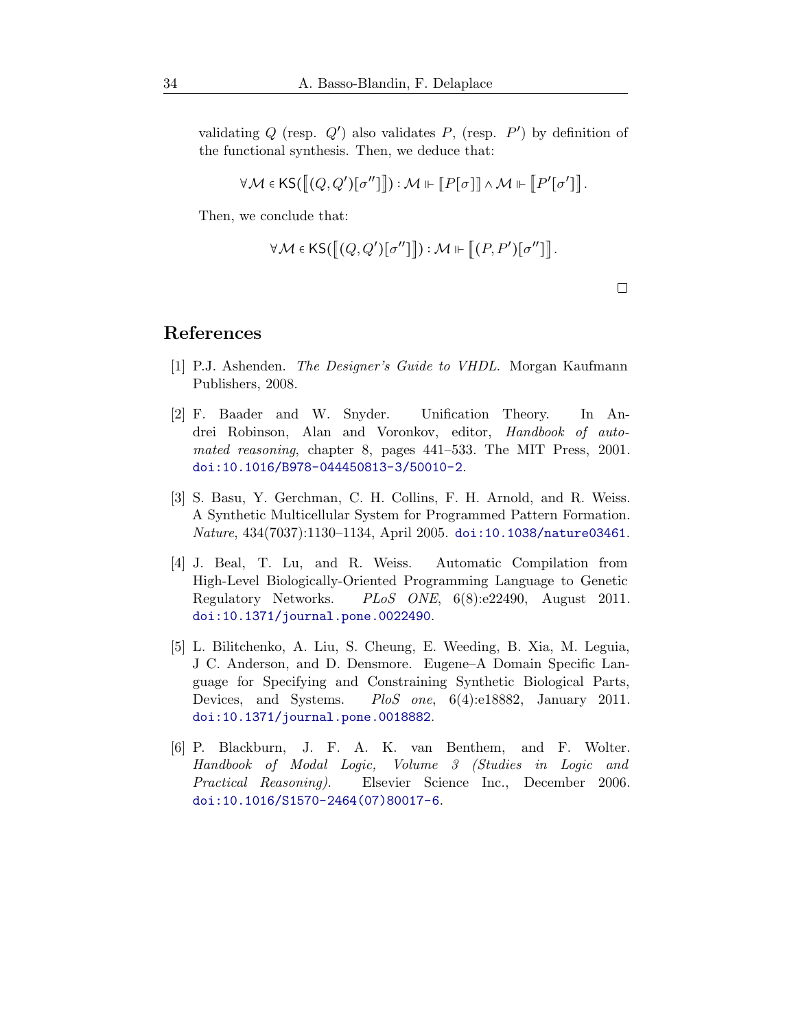validating $Q$ (resp. $Q'$) also validates $P$, (resp. $P'$) by definition of the functional synthesis. Then, we deduce that:

$$\forall \mathcal{M} \in \mathsf{KS}(\llbracket (Q,Q')[\sigma''] \rrbracket) : \mathcal{M} \Vdash \llbracket P[\sigma] \rrbracket \wedge \mathcal{M} \Vdash \llbracket P'[\sigma'] \rrbracket .$$

Then, we conclude that:

$$\forall \mathcal{M} \in \mathsf{KS}(\llbracket (Q,Q')[\sigma''] \rrbracket) : \mathcal{M} \Vdash \llbracket (P,P')[\sigma''] \rrbracket .$$

□

## References

[1] P.J. Ashenden. *The Designer's Guide to VHDL*. Morgan Kaufmann Publishers, 2008.

[2] F. Baader and W. Snyder. Unification Theory. In Andrei Robinson, Alan and Voronkov, editor, *Handbook of automated reasoning*, chapter 8, pages 441–533. The MIT Press, 2001. doi:10.1016/B978-044450813-3/50010-2.

[3] S. Basu, Y. Gerchman, C. H. Collins, F. H. Arnold, and R. Weiss. A Synthetic Multicellular System for Programmed Pattern Formation. *Nature*, 434(7037):1130–1134, April 2005. doi:10.1038/nature03461.

[4] J. Beal, T. Lu, and R. Weiss. Automatic Compilation from High-Level Biologically-Oriented Programming Language to Genetic Regulatory Networks. *PLoS ONE*, 6(8):e22490, August 2011. doi:10.1371/journal.pone.0022490.

[5] L. Bilitchenko, A. Liu, S. Cheung, E. Weeding, B. Xia, M. Leguia, J C. Anderson, and D. Densmore. Eugene–A Domain Specific Language for Specifying and Constraining Synthetic Biological Parts, Devices, and Systems. *PloS one*, 6(4):e18882, January 2011. doi:10.1371/journal.pone.0018882.

[6] P. Blackburn, J. F. A. K. van Benthem, and F. Wolter. *Handbook of Modal Logic, Volume 3 (Studies in Logic and Practical Reasoning)*. Elsevier Science Inc., December 2006. doi:10.1016/S1570-2464(07)80017-6.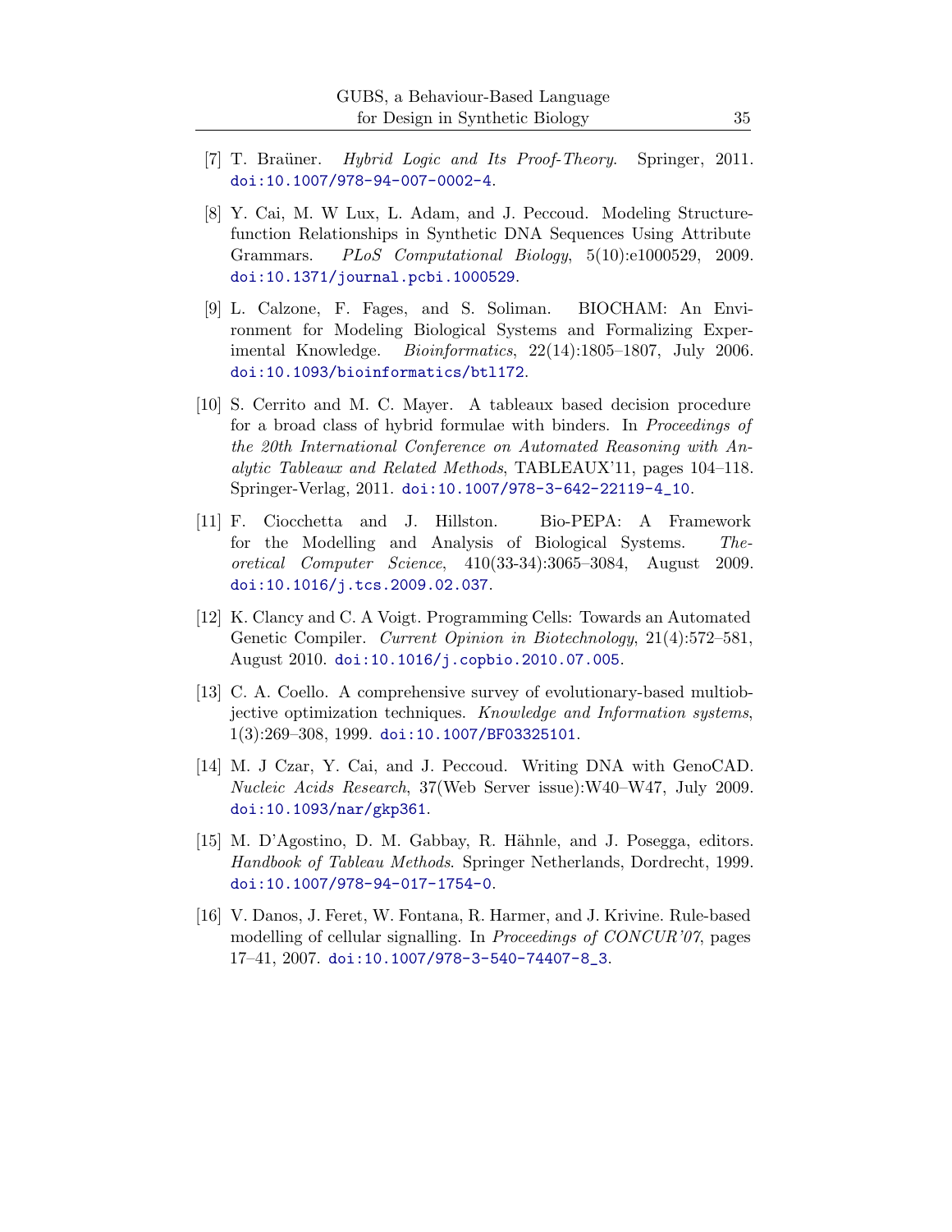[7] T. Braüner. *Hybrid Logic and Its Proof-Theory*. Springer, 2011. doi:10.1007/978-94-007-0002-4.

[8] Y. Cai, M. W Lux, L. Adam, and J. Peccoud. Modeling Structure-function Relationships in Synthetic DNA Sequences Using Attribute Grammars. *PLoS Computational Biology*, 5(10):e1000529, 2009. doi:10.1371/journal.pcbi.1000529.

[9] L. Calzone, F. Fages, and S. Soliman. BIOCHAM: An Environment for Modeling Biological Systems and Formalizing Experimental Knowledge. *Bioinformatics*, 22(14):1805–1807, July 2006. doi:10.1093/bioinformatics/btl172.

[10] S. Cerrito and M. C. Mayer. A tableaux based decision procedure for a broad class of hybrid formulae with binders. In *Proceedings of the 20th International Conference on Automated Reasoning with Analytic Tableaux and Related Methods*, TABLEAUX'11, pages 104–118. Springer-Verlag, 2011. doi:10.1007/978-3-642-22119-4_10.

[11] F. Ciocchetta and J. Hillston. Bio-PEPA: A Framework for the Modelling and Analysis of Biological Systems. *Theoretical Computer Science*, 410(33-34):3065–3084, August 2009. doi:10.1016/j.tcs.2009.02.037.

[12] K. Clancy and C. A Voigt. Programming Cells: Towards an Automated Genetic Compiler. *Current Opinion in Biotechnology*, 21(4):572–581, August 2010. doi:10.1016/j.copbio.2010.07.005.

[13] C. A. Coello. A comprehensive survey of evolutionary-based multiobjective optimization techniques. *Knowledge and Information systems*, 1(3):269–308, 1999. doi:10.1007/BF03325101.

[14] M. J Czar, Y. Cai, and J. Peccoud. Writing DNA with GenoCAD. *Nucleic Acids Research*, 37(Web Server issue):W40–W47, July 2009. doi:10.1093/nar/gkp361.

[15] M. D'Agostino, D. M. Gabbay, R. Hähnle, and J. Posegga, editors. *Handbook of Tableau Methods*. Springer Netherlands, Dordrecht, 1999. doi:10.1007/978-94-017-1754-0.

[16] V. Danos, J. Feret, W. Fontana, R. Harmer, and J. Krivine. Rule-based modelling of cellular signalling. In *Proceedings of CONCUR'07*, pages 17–41, 2007. doi:10.1007/978-3-540-74407-8_3.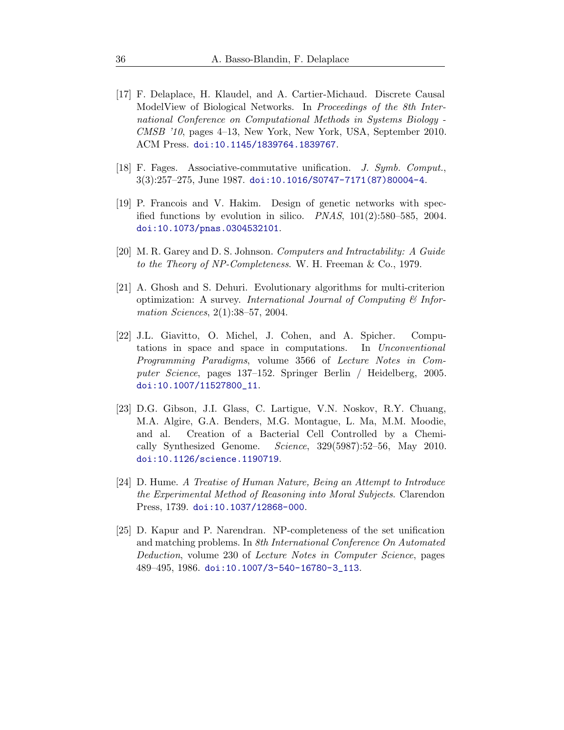[17] F. Delaplace, H. Klaudel, and A. Cartier-Michaud. Discrete Causal ModelView of Biological Networks. In *Proceedings of the 8th International Conference on Computational Methods in Systems Biology - CMSB '10*, pages 4–13, New York, New York, USA, September 2010. ACM Press. doi:10.1145/1839764.1839767.

[18] F. Fages. Associative-commutative unification. *J. Symb. Comput.*, 3(3):257–275, June 1987. doi:10.1016/S0747-7171(87)80004-4.

[19] P. Francois and V. Hakim. Design of genetic networks with specified functions by evolution in silico. *PNAS*, 101(2):580–585, 2004. doi:10.1073/pnas.0304532101.

[20] M. R. Garey and D. S. Johnson. *Computers and Intractability: A Guide to the Theory of NP-Completeness*. W. H. Freeman & Co., 1979.

[21] A. Ghosh and S. Dehuri. Evolutionary algorithms for multi-criterion optimization: A survey. *International Journal of Computing & Information Sciences*, 2(1):38–57, 2004.

[22] J.L. Giavitto, O. Michel, J. Cohen, and A. Spicher. Computations in space and space in computations. In *Unconventional Programming Paradigms*, volume 3566 of *Lecture Notes in Computer Science*, pages 137–152. Springer Berlin / Heidelberg, 2005. doi:10.1007/11527800_11.

[23] D.G. Gibson, J.I. Glass, C. Lartigue, V.N. Noskov, R.Y. Chuang, M.A. Algire, G.A. Benders, M.G. Montague, L. Ma, M.M. Moodie, and al. Creation of a Bacterial Cell Controlled by a Chemically Synthesized Genome. *Science*, 329(5987):52–56, May 2010. doi:10.1126/science.1190719.

[24] D. Hume. *A Treatise of Human Nature, Being an Attempt to Introduce the Experimental Method of Reasoning into Moral Subjects*. Clarendon Press, 1739. doi:10.1037/12868-000.

[25] D. Kapur and P. Narendran. NP-completeness of the set unification and matching problems. In *8th International Conference On Automated Deduction*, volume 230 of *Lecture Notes in Computer Science*, pages 489–495, 1986. doi:10.1007/3-540-16780-3_113.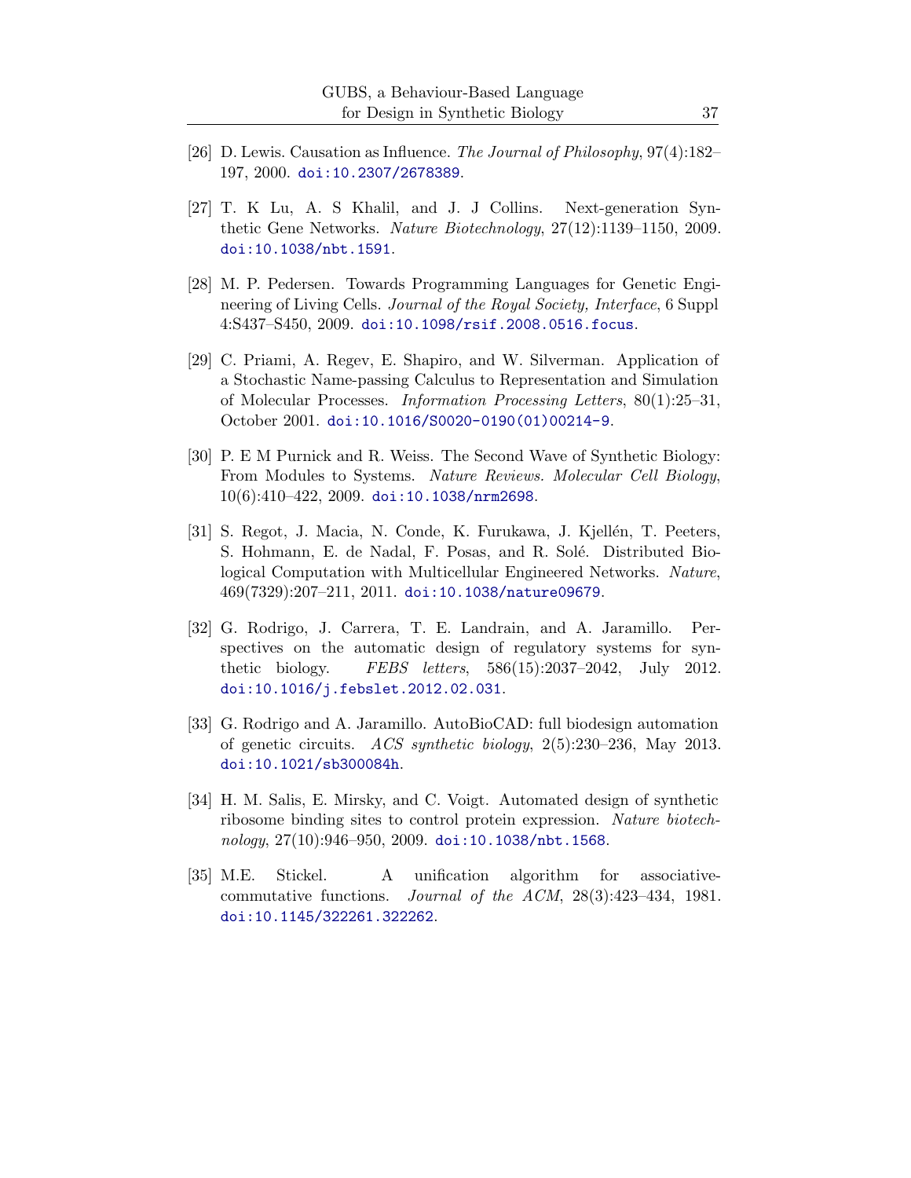[26] D. Lewis. Causation as Influence. *The Journal of Philosophy*, 97(4):182–197, 2000. doi:10.2307/2678389.

[27] T. K Lu, A. S Khalil, and J. J Collins. Next-generation Synthetic Gene Networks. *Nature Biotechnology*, 27(12):1139–1150, 2009. doi:10.1038/nbt.1591.

[28] M. P. Pedersen. Towards Programming Languages for Genetic Engineering of Living Cells. *Journal of the Royal Society, Interface*, 6 Suppl 4:S437–S450, 2009. doi:10.1098/rsif.2008.0516.focus.

[29] C. Priami, A. Regev, E. Shapiro, and W. Silverman. Application of a Stochastic Name-passing Calculus to Representation and Simulation of Molecular Processes. *Information Processing Letters*, 80(1):25–31, October 2001. doi:10.1016/S0020-0190(01)00214-9.

[30] P. E M Purnick and R. Weiss. The Second Wave of Synthetic Biology: From Modules to Systems. *Nature Reviews. Molecular Cell Biology*, 10(6):410–422, 2009. doi:10.1038/nrm2698.

[31] S. Regot, J. Macia, N. Conde, K. Furukawa, J. Kjellén, T. Peeters, S. Hohmann, E. de Nadal, F. Posas, and R. Solé. Distributed Biological Computation with Multicellular Engineered Networks. *Nature*, 469(7329):207–211, 2011. doi:10.1038/nature09679.

[32] G. Rodrigo, J. Carrera, T. E. Landrain, and A. Jaramillo. Perspectives on the automatic design of regulatory systems for synthetic biology. *FEBS letters*, 586(15):2037–2042, July 2012. doi:10.1016/j.febslet.2012.02.031.

[33] G. Rodrigo and A. Jaramillo. AutoBioCAD: full biodesign automation of genetic circuits. *ACS synthetic biology*, 2(5):230–236, May 2013. doi:10.1021/sb300084h.

[34] H. M. Salis, E. Mirsky, and C. Voigt. Automated design of synthetic ribosome binding sites to control protein expression. *Nature biotechnology*, 27(10):946–950, 2009. doi:10.1038/nbt.1568.

[35] M.E. Stickel. A unification algorithm for associative-commutative functions. *Journal of the ACM*, 28(3):423–434, 1981. doi:10.1145/322261.322262.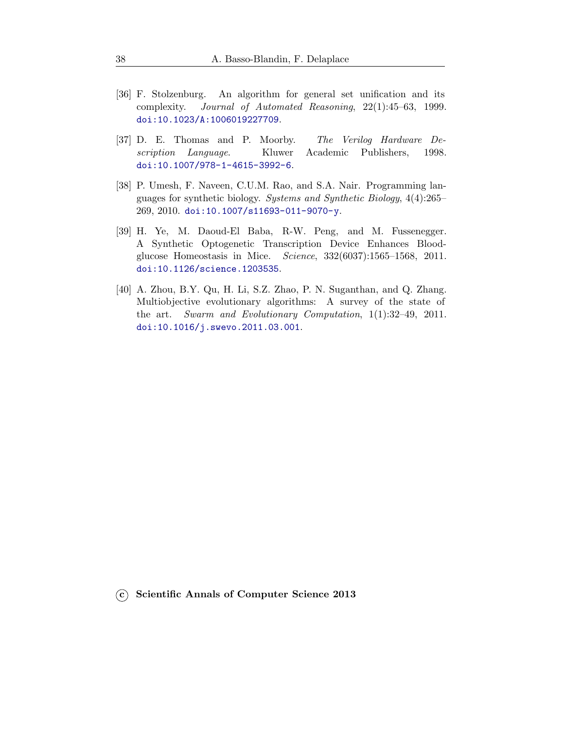[36] F. Stolzenburg. An algorithm for general set unification and its complexity. *Journal of Automated Reasoning*, 22(1):45–63, 1999. doi:10.1023/A:1006019227709.

[37] D. E. Thomas and P. Moorby. *The Verilog Hardware Description Language*. Kluwer Academic Publishers, 1998. doi:10.1007/978-1-4615-3992-6.

[38] P. Umesh, F. Naveen, C.U.M. Rao, and S.A. Nair. Programming languages for synthetic biology. *Systems and Synthetic Biology*, 4(4):265–269, 2010. doi:10.1007/s11693-011-9070-y.

[39] H. Ye, M. Daoud-El Baba, R-W. Peng, and M. Fussenegger. A Synthetic Optogenetic Transcription Device Enhances Blood-glucose Homeostasis in Mice. *Science*, 332(6037):1565–1568, 2011. doi:10.1126/science.1203535.

[40] A. Zhou, B.Y. Qu, H. Li, S.Z. Zhao, P. N. Suganthan, and Q. Zhang. Multiobjective evolutionary algorithms: A survey of the state of the art. *Swarm and Evolutionary Computation*, 1(1):32–49, 2011. doi:10.1016/j.swevo.2011.03.001.